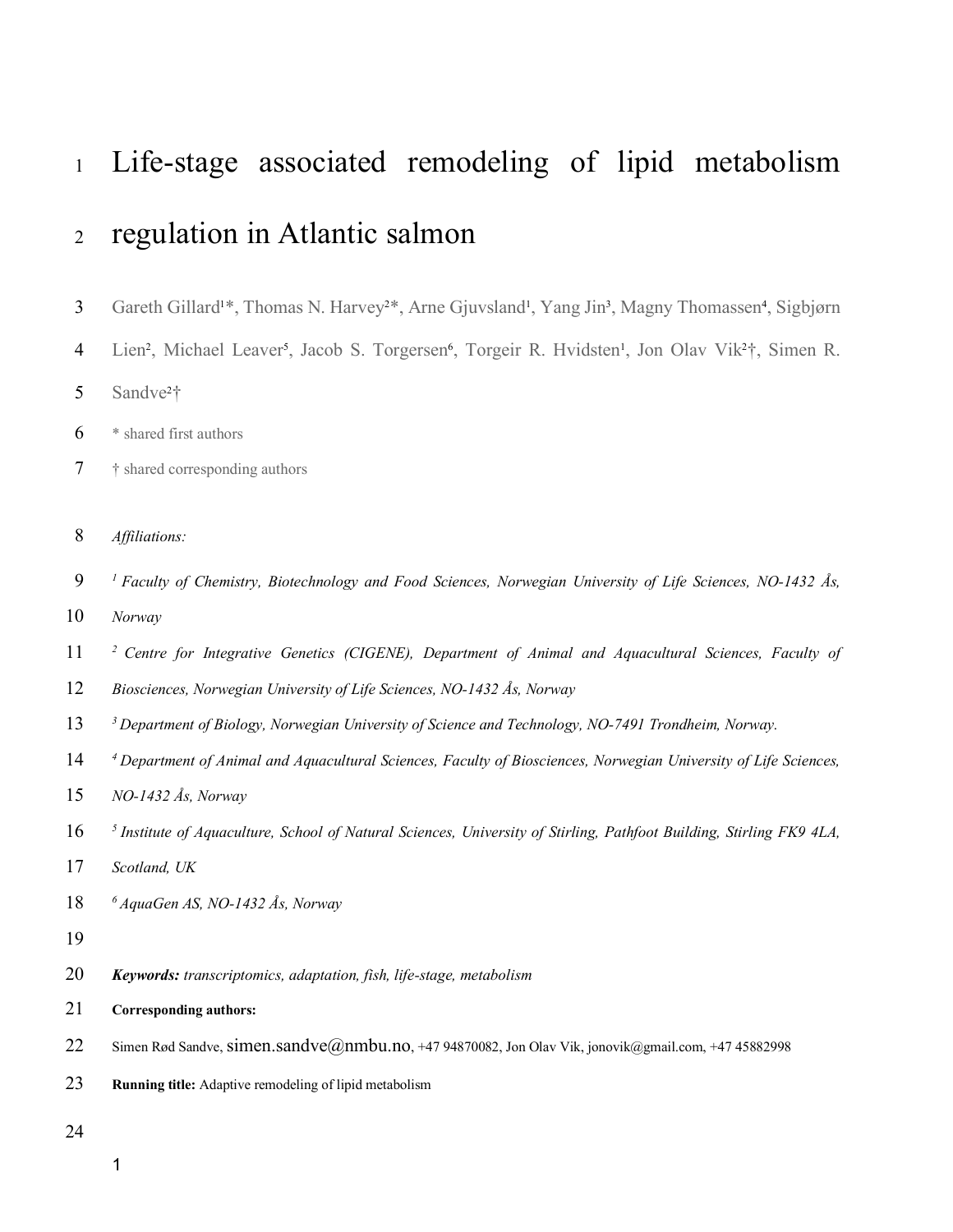# Life-stage associated remodeling of lipid metabolism regulation in Atlantic salmon

Gareth Gillard[1]*, Thomas N. Harvey[2]*, Arne Gjuvsland[1], Yang Jin[3], Magny Thomassen[4], Sigbjørn Lien[2], Michael Leaver[5], Jacob S. Torgersen[6], Torgeir R. Hvidsten[1], Jon Olav Vik[2]†, Simen R. Sandve[2]†

\* shared first authors

† shared corresponding authors

*Affiliations:*

*[1] Faculty of Chemistry, Biotechnology and Food Sciences, Norwegian University of Life Sciences, NO-1432 Ås, Norway*

*[2] Centre for Integrative Genetics (CIGENE), Department of Animal and Aquacultural Sciences, Faculty of Biosciences, Norwegian University of Life Sciences, NO-1432 Ås, Norway*

*[3] Department of Biology, Norwegian University of Science and Technology, NO-7491 Trondheim, Norway.*

*[4] Department of Animal and Aquacultural Sciences, Faculty of Biosciences, Norwegian University of Life Sciences, NO-1432 Ås, Norway*

*[5] Institute of Aquaculture, School of Natural Sciences, University of Stirling, Pathfoot Building, Stirling FK9 4LA, Scotland, UK*

*[6] AquaGen AS, NO-1432 Ås, Norway*

***Keywords:*** *transcriptomics, adaptation, fish, life-stage, metabolism*

**Corresponding authors:**

Simen Rød Sandve, simen.sandve@nmbu.no, +47 94870082, Jon Olav Vik, jonovik@gmail.com, +47 45882998

**Running title:** Adaptive remodeling of lipid metabolism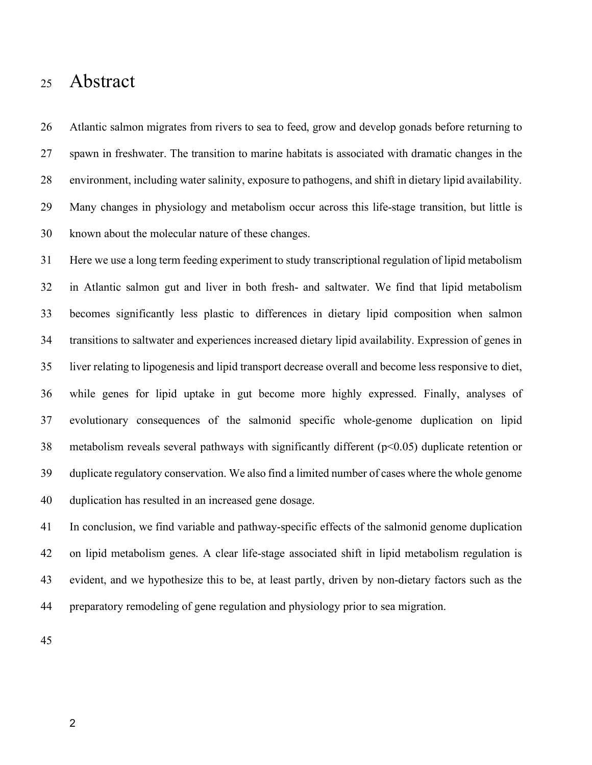# Abstract

Atlantic salmon migrates from rivers to sea to feed, grow and develop gonads before returning to spawn in freshwater. The transition to marine habitats is associated with dramatic changes in the environment, including water salinity, exposure to pathogens, and shift in dietary lipid availability. Many changes in physiology and metabolism occur across this life-stage transition, but little is known about the molecular nature of these changes.

Here we use a long term feeding experiment to study transcriptional regulation of lipid metabolism in Atlantic salmon gut and liver in both fresh- and saltwater. We find that lipid metabolism becomes significantly less plastic to differences in dietary lipid composition when salmon transitions to saltwater and experiences increased dietary lipid availability. Expression of genes in liver relating to lipogenesis and lipid transport decrease overall and become less responsive to diet, while genes for lipid uptake in gut become more highly expressed. Finally, analyses of evolutionary consequences of the salmonid specific whole-genome duplication on lipid metabolism reveals several pathways with significantly different ($p<0.05$) duplicate retention or duplicate regulatory conservation. We also find a limited number of cases where the whole genome duplication has resulted in an increased gene dosage.

In conclusion, we find variable and pathway-specific effects of the salmonid genome duplication on lipid metabolism genes. A clear life-stage associated shift in lipid metabolism regulation is evident, and we hypothesize this to be, at least partly, driven by non-dietary factors such as the preparatory remodeling of gene regulation and physiology prior to sea migration.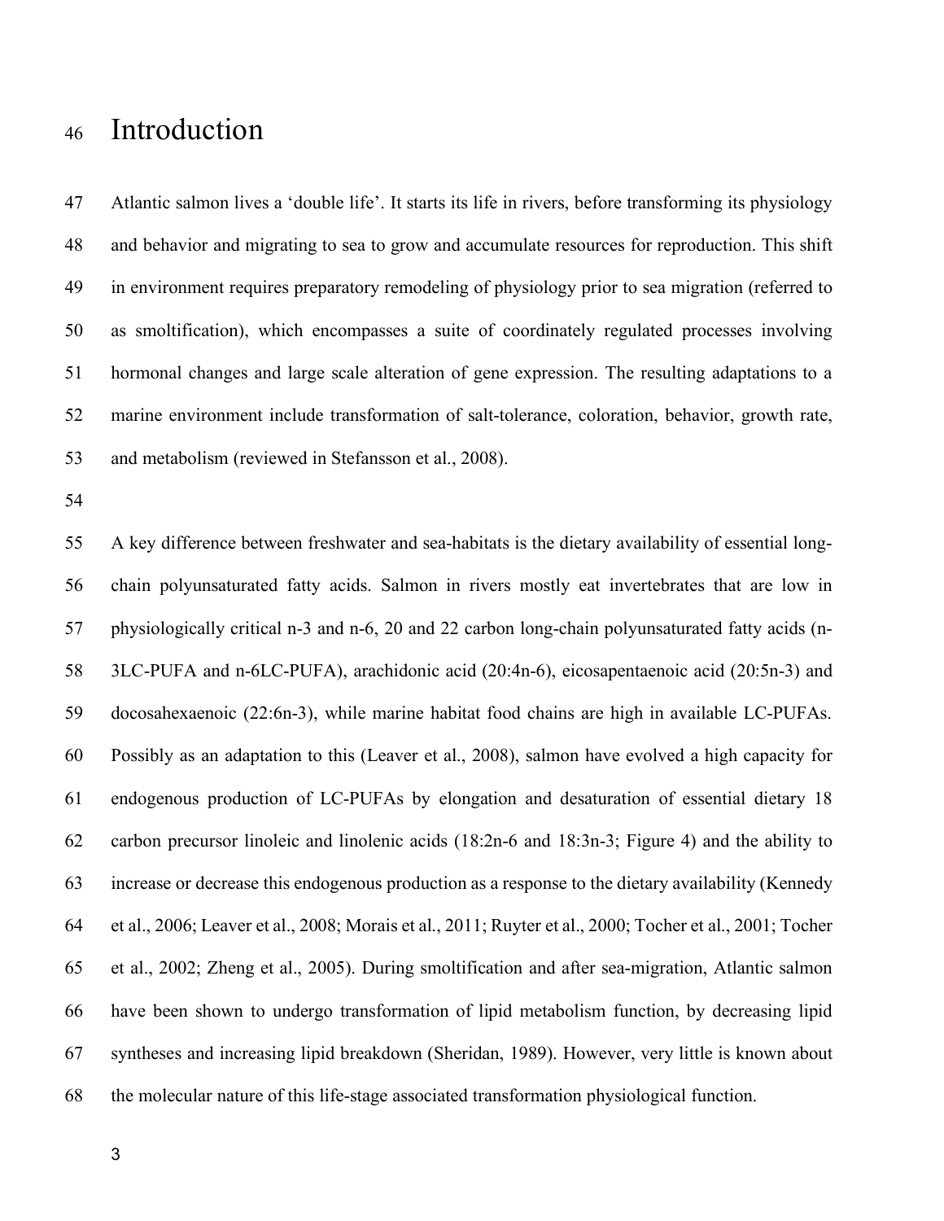# Introduction

Atlantic salmon lives a 'double life'. It starts its life in rivers, before transforming its physiology and behavior and migrating to sea to grow and accumulate resources for reproduction. This shift in environment requires preparatory remodeling of physiology prior to sea migration (referred to as smoltification), which encompasses a suite of coordinately regulated processes involving hormonal changes and large scale alteration of gene expression. The resulting adaptations to a marine environment include transformation of salt-tolerance, coloration, behavior, growth rate, and metabolism (reviewed in Stefansson et al., 2008).

A key difference between freshwater and sea-habitats is the dietary availability of essential long-chain polyunsaturated fatty acids. Salmon in rivers mostly eat invertebrates that are low in physiologically critical n-3 and n-6, 20 and 22 carbon long-chain polyunsaturated fatty acids (n-3LC-PUFA and n-6LC-PUFA), arachidonic acid (20:4n-6), eicosapentaenoic acid (20:5n-3) and docosahexaenoic (22:6n-3), while marine habitat food chains are high in available LC-PUFAs. Possibly as an adaptation to this (Leaver et al., 2008), salmon have evolved a high capacity for endogenous production of LC-PUFAs by elongation and desaturation of essential dietary 18 carbon precursor linoleic and linolenic acids (18:2n-6 and 18:3n-3; Figure 4) and the ability to increase or decrease this endogenous production as a response to the dietary availability (Kennedy et al., 2006; Leaver et al., 2008; Morais et al., 2011; Ruyter et al., 2000; Tocher et al., 2001; Tocher et al., 2002; Zheng et al., 2005). During smoltification and after sea-migration, Atlantic salmon have been shown to undergo transformation of lipid metabolism function, by decreasing lipid syntheses and increasing lipid breakdown (Sheridan, 1989). However, very little is known about the molecular nature of this life-stage associated transformation physiological function.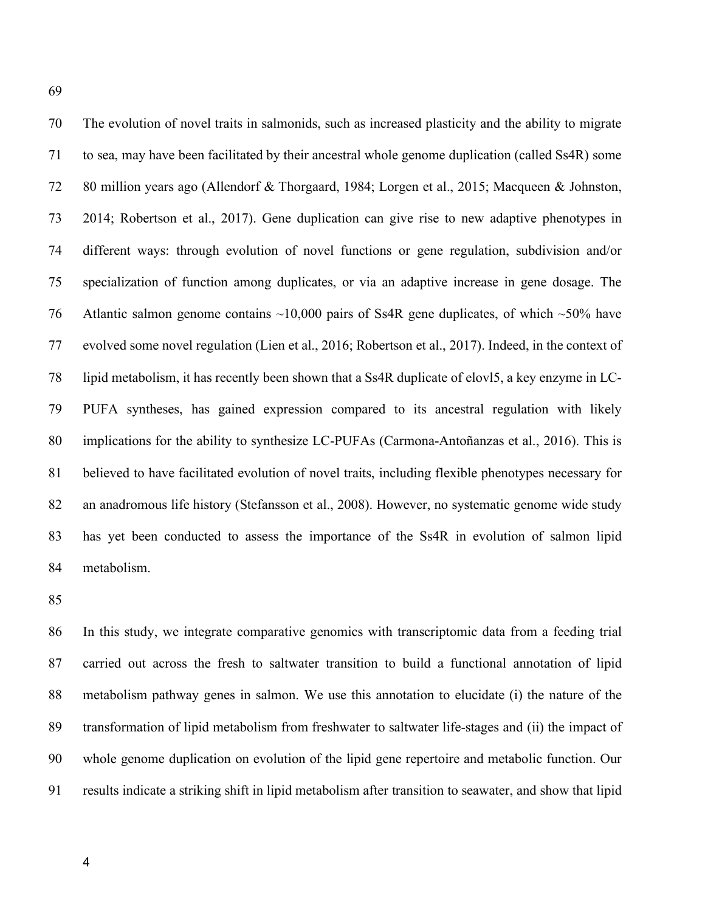The evolution of novel traits in salmonids, such as increased plasticity and the ability to migrate to sea, may have been facilitated by their ancestral whole genome duplication (called Ss4R) some 80 million years ago (Allendorf & Thorgaard, 1984; Lorgen et al., 2015; Macqueen & Johnston, 2014; Robertson et al., 2017). Gene duplication can give rise to new adaptive phenotypes in different ways: through evolution of novel functions or gene regulation, subdivision and/or specialization of function among duplicates, or via an adaptive increase in gene dosage. The Atlantic salmon genome contains ~10,000 pairs of Ss4R gene duplicates, of which ~50% have evolved some novel regulation (Lien et al., 2016; Robertson et al., 2017). Indeed, in the context of lipid metabolism, it has recently been shown that a Ss4R duplicate of elovl5, a key enzyme in LC-PUFA syntheses, has gained expression compared to its ancestral regulation with likely implications for the ability to synthesize LC-PUFAs (Carmona-Antoñanzas et al., 2016). This is believed to have facilitated evolution of novel traits, including flexible phenotypes necessary for an anadromous life history (Stefansson et al., 2008). However, no systematic genome wide study has yet been conducted to assess the importance of the Ss4R in evolution of salmon lipid metabolism.

In this study, we integrate comparative genomics with transcriptomic data from a feeding trial carried out across the fresh to saltwater transition to build a functional annotation of lipid metabolism pathway genes in salmon. We use this annotation to elucidate (i) the nature of the transformation of lipid metabolism from freshwater to saltwater life-stages and (ii) the impact of whole genome duplication on evolution of the lipid gene repertoire and metabolic function. Our results indicate a striking shift in lipid metabolism after transition to seawater, and show that lipid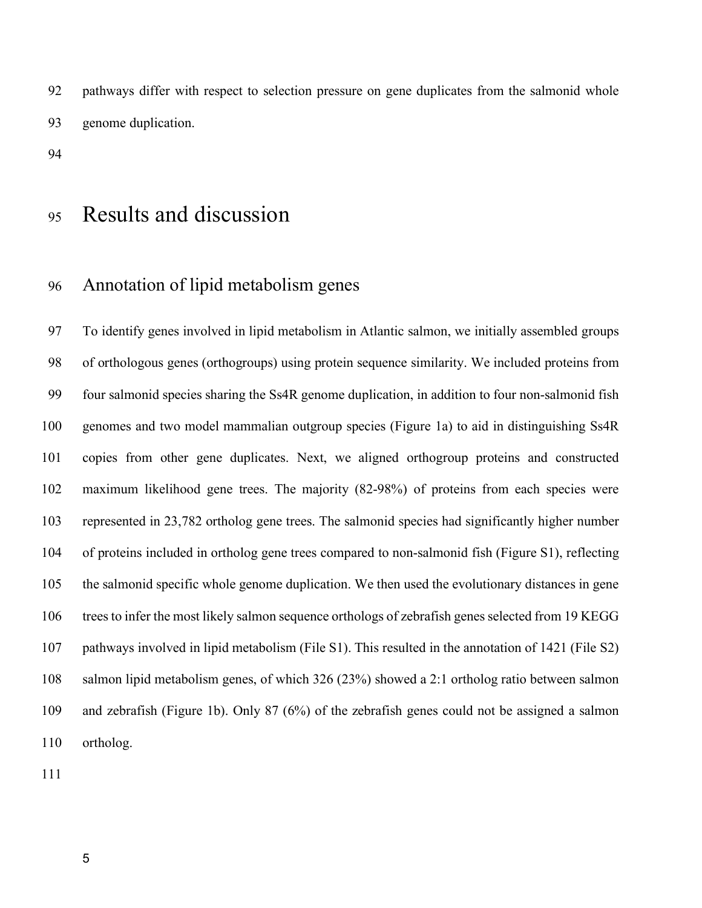pathways differ with respect to selection pressure on gene duplicates from the salmonid whole genome duplication.

# Results and discussion

## Annotation of lipid metabolism genes

To identify genes involved in lipid metabolism in Atlantic salmon, we initially assembled groups of orthologous genes (orthogroups) using protein sequence similarity. We included proteins from four salmonid species sharing the Ss4R genome duplication, in addition to four non-salmonid fish genomes and two model mammalian outgroup species (Figure 1a) to aid in distinguishing Ss4R copies from other gene duplicates. Next, we aligned orthogroup proteins and constructed maximum likelihood gene trees. The majority (82-98%) of proteins from each species were represented in 23,782 ortholog gene trees. The salmonid species had significantly higher number of proteins included in ortholog gene trees compared to non-salmonid fish (Figure S1), reflecting the salmonid specific whole genome duplication. We then used the evolutionary distances in gene trees to infer the most likely salmon sequence orthologs of zebrafish genes selected from 19 KEGG pathways involved in lipid metabolism (File S1). This resulted in the annotation of 1421 (File S2) salmon lipid metabolism genes, of which 326 (23%) showed a 2:1 ortholog ratio between salmon and zebrafish (Figure 1b). Only 87 (6%) of the zebrafish genes could not be assigned a salmon ortholog.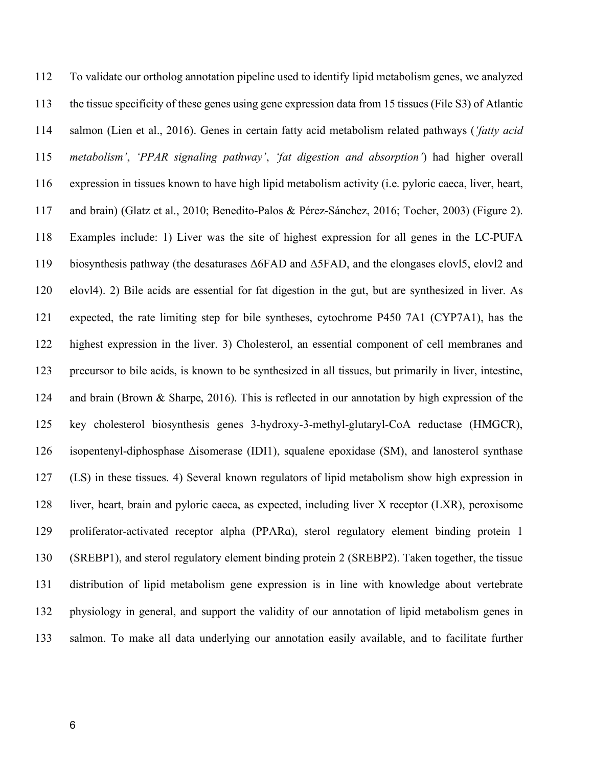To validate our ortholog annotation pipeline used to identify lipid metabolism genes, we analyzed the tissue specificity of these genes using gene expression data from 15 tissues (File S3) of Atlantic salmon (Lien et al., 2016). Genes in certain fatty acid metabolism related pathways (*'fatty acid metabolism'*, *'PPAR signaling pathway'*, *'fat digestion and absorption'*) had higher overall expression in tissues known to have high lipid metabolism activity (i.e. pyloric caeca, liver, heart, and brain) (Glatz et al., 2010; Benedito-Palos & Pérez-Sánchez, 2016; Tocher, 2003) (Figure 2). Examples include: 1) Liver was the site of highest expression for all genes in the LC-PUFA biosynthesis pathway (the desaturases Δ6FAD and Δ5FAD, and the elongases elovl5, elovl2 and elovl4). 2) Bile acids are essential for fat digestion in the gut, but are synthesized in liver. As expected, the rate limiting step for bile syntheses, cytochrome P450 7A1 (CYP7A1), has the highest expression in the liver. 3) Cholesterol, an essential component of cell membranes and precursor to bile acids, is known to be synthesized in all tissues, but primarily in liver, intestine, and brain (Brown & Sharpe, 2016). This is reflected in our annotation by high expression of the key cholesterol biosynthesis genes 3-hydroxy-3-methyl-glutaryl-CoA reductase (HMGCR), isopentenyl-diphosphase Δisomerase (IDI1), squalene epoxidase (SM), and lanosterol synthase (LS) in these tissues. 4) Several known regulators of lipid metabolism show high expression in liver, heart, brain and pyloric caeca, as expected, including liver X receptor (LXR), peroxisome proliferator-activated receptor alpha (PPARα), sterol regulatory element binding protein 1 (SREBP1), and sterol regulatory element binding protein 2 (SREBP2). Taken together, the tissue distribution of lipid metabolism gene expression is in line with knowledge about vertebrate physiology in general, and support the validity of our annotation of lipid metabolism genes in salmon. To make all data underlying our annotation easily available, and to facilitate further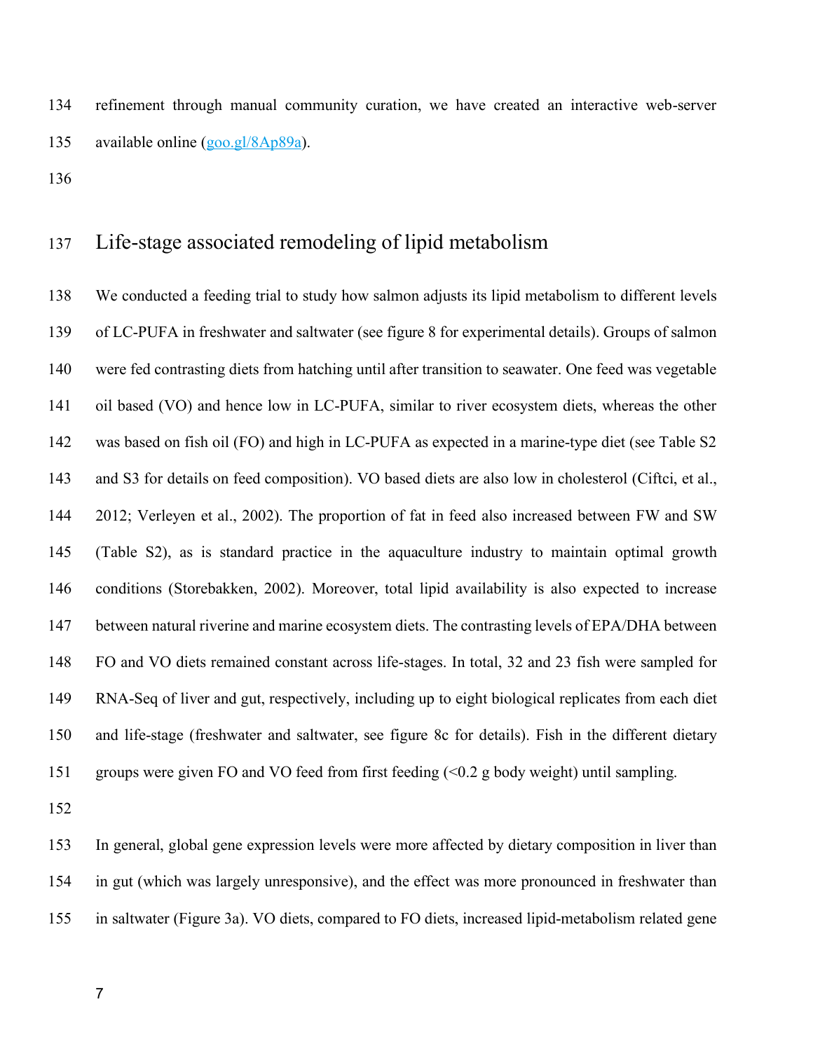refinement through manual community curation, we have created an interactive web-server available online (goo.gl/8Ap89a).

## Life-stage associated remodeling of lipid metabolism

We conducted a feeding trial to study how salmon adjusts its lipid metabolism to different levels of LC-PUFA in freshwater and saltwater (see figure 8 for experimental details). Groups of salmon were fed contrasting diets from hatching until after transition to seawater. One feed was vegetable oil based (VO) and hence low in LC-PUFA, similar to river ecosystem diets, whereas the other was based on fish oil (FO) and high in LC-PUFA as expected in a marine-type diet (see Table S2 and S3 for details on feed composition). VO based diets are also low in cholesterol (Ciftci, et al., 2012; Verleyen et al., 2002). The proportion of fat in feed also increased between FW and SW (Table S2), as is standard practice in the aquaculture industry to maintain optimal growth conditions (Storebakken, 2002). Moreover, total lipid availability is also expected to increase between natural riverine and marine ecosystem diets. The contrasting levels of EPA/DHA between FO and VO diets remained constant across life-stages. In total, 32 and 23 fish were sampled for RNA-Seq of liver and gut, respectively, including up to eight biological replicates from each diet and life-stage (freshwater and saltwater, see figure 8c for details). Fish in the different dietary groups were given FO and VO feed from first feeding (<0.2 g body weight) until sampling.

In general, global gene expression levels were more affected by dietary composition in liver than in gut (which was largely unresponsive), and the effect was more pronounced in freshwater than in saltwater (Figure 3a). VO diets, compared to FO diets, increased lipid-metabolism related gene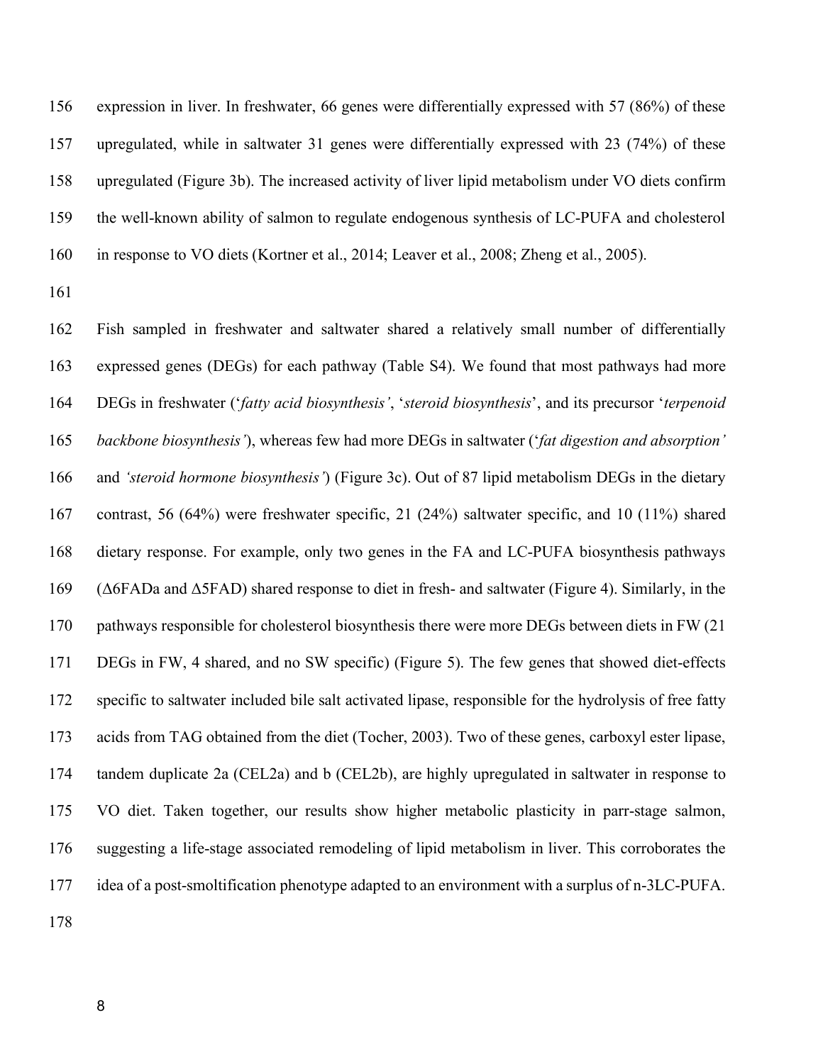expression in liver. In freshwater, 66 genes were differentially expressed with 57 (86%) of these upregulated, while in saltwater 31 genes were differentially expressed with 23 (74%) of these upregulated (Figure 3b). The increased activity of liver lipid metabolism under VO diets confirm the well-known ability of salmon to regulate endogenous synthesis of LC-PUFA and cholesterol in response to VO diets (Kortner et al., 2014; Leaver et al., 2008; Zheng et al., 2005).

Fish sampled in freshwater and saltwater shared a relatively small number of differentially expressed genes (DEGs) for each pathway (Table S4). We found that most pathways had more DEGs in freshwater ('*fatty acid biosynthesis'*, '*steroid biosynthesis*', and its precursor '*terpenoid backbone biosynthesis'*), whereas few had more DEGs in saltwater ('*fat digestion and absorption'* and *'steroid hormone biosynthesis'*) (Figure 3c). Out of 87 lipid metabolism DEGs in the dietary contrast, 56 (64%) were freshwater specific, 21 (24%) saltwater specific, and 10 (11%) shared dietary response. For example, only two genes in the FA and LC-PUFA biosynthesis pathways (Δ6FADa and Δ5FAD) shared response to diet in fresh- and saltwater (Figure 4). Similarly, in the pathways responsible for cholesterol biosynthesis there were more DEGs between diets in FW (21 DEGs in FW, 4 shared, and no SW specific) (Figure 5). The few genes that showed diet-effects specific to saltwater included bile salt activated lipase, responsible for the hydrolysis of free fatty acids from TAG obtained from the diet (Tocher, 2003). Two of these genes, carboxyl ester lipase, tandem duplicate 2a (CEL2a) and b (CEL2b), are highly upregulated in saltwater in response to VO diet. Taken together, our results show higher metabolic plasticity in parr-stage salmon, suggesting a life-stage associated remodeling of lipid metabolism in liver. This corroborates the idea of a post-smoltification phenotype adapted to an environment with a surplus of n-3LC-PUFA.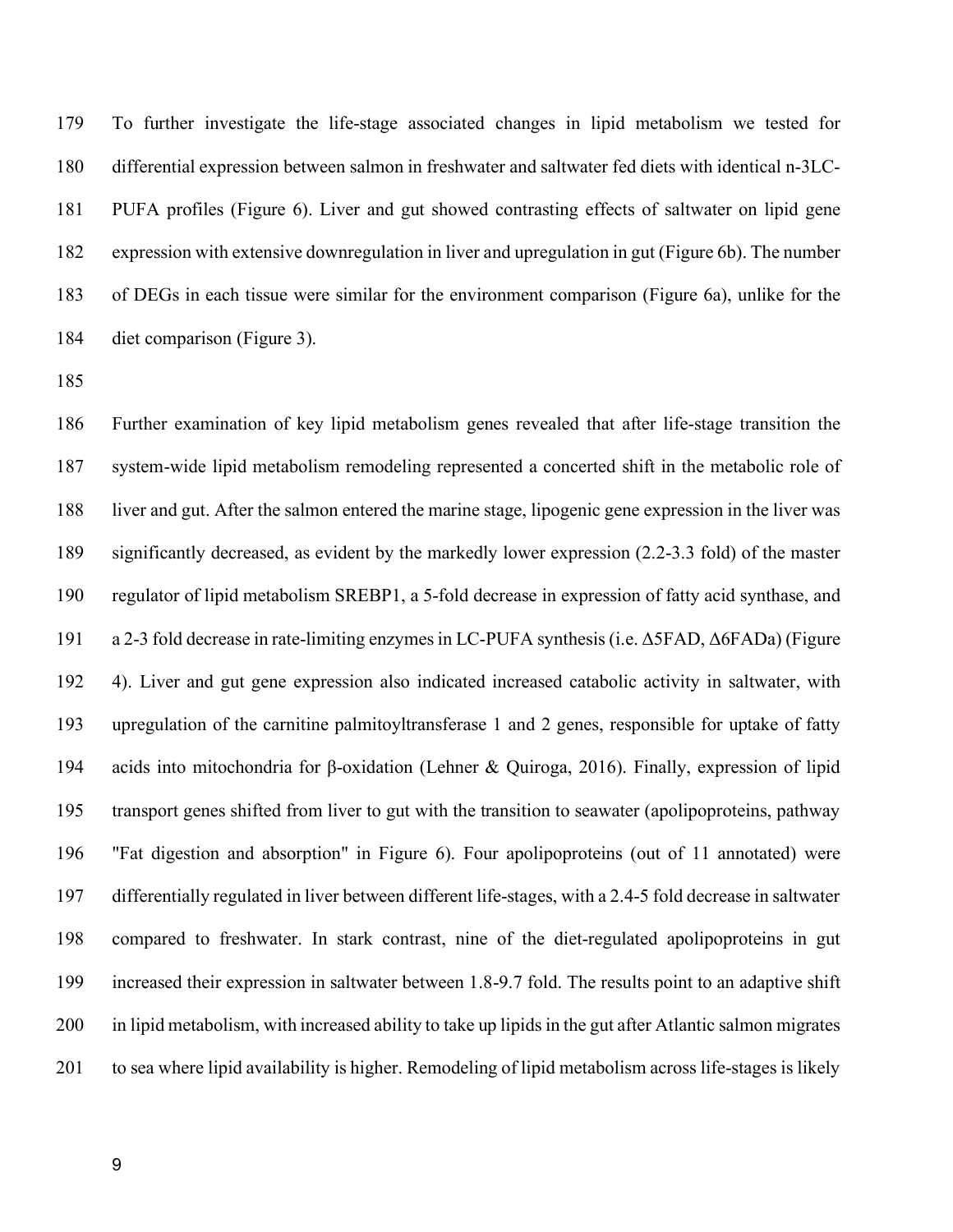To further investigate the life-stage associated changes in lipid metabolism we tested for differential expression between salmon in freshwater and saltwater fed diets with identical n-3LC-PUFA profiles (Figure 6). Liver and gut showed contrasting effects of saltwater on lipid gene expression with extensive downregulation in liver and upregulation in gut (Figure 6b). The number of DEGs in each tissue were similar for the environment comparison (Figure 6a), unlike for the diet comparison (Figure 3).

Further examination of key lipid metabolism genes revealed that after life-stage transition the system-wide lipid metabolism remodeling represented a concerted shift in the metabolic role of liver and gut. After the salmon entered the marine stage, lipogenic gene expression in the liver was significantly decreased, as evident by the markedly lower expression (2.2-3.3 fold) of the master regulator of lipid metabolism SREBP1, a 5-fold decrease in expression of fatty acid synthase, and a 2-3 fold decrease in rate-limiting enzymes in LC-PUFA synthesis (i.e. Δ5FAD, Δ6FADa) (Figure 4). Liver and gut gene expression also indicated increased catabolic activity in saltwater, with upregulation of the carnitine palmitoyltransferase 1 and 2 genes, responsible for uptake of fatty acids into mitochondria for β-oxidation (Lehner & Quiroga, 2016). Finally, expression of lipid transport genes shifted from liver to gut with the transition to seawater (apolipoproteins, pathway "Fat digestion and absorption" in Figure 6). Four apolipoproteins (out of 11 annotated) were differentially regulated in liver between different life-stages, with a 2.4-5 fold decrease in saltwater compared to freshwater. In stark contrast, nine of the diet-regulated apolipoproteins in gut increased their expression in saltwater between 1.8-9.7 fold. The results point to an adaptive shift in lipid metabolism, with increased ability to take up lipids in the gut after Atlantic salmon migrates to sea where lipid availability is higher. Remodeling of lipid metabolism across life-stages is likely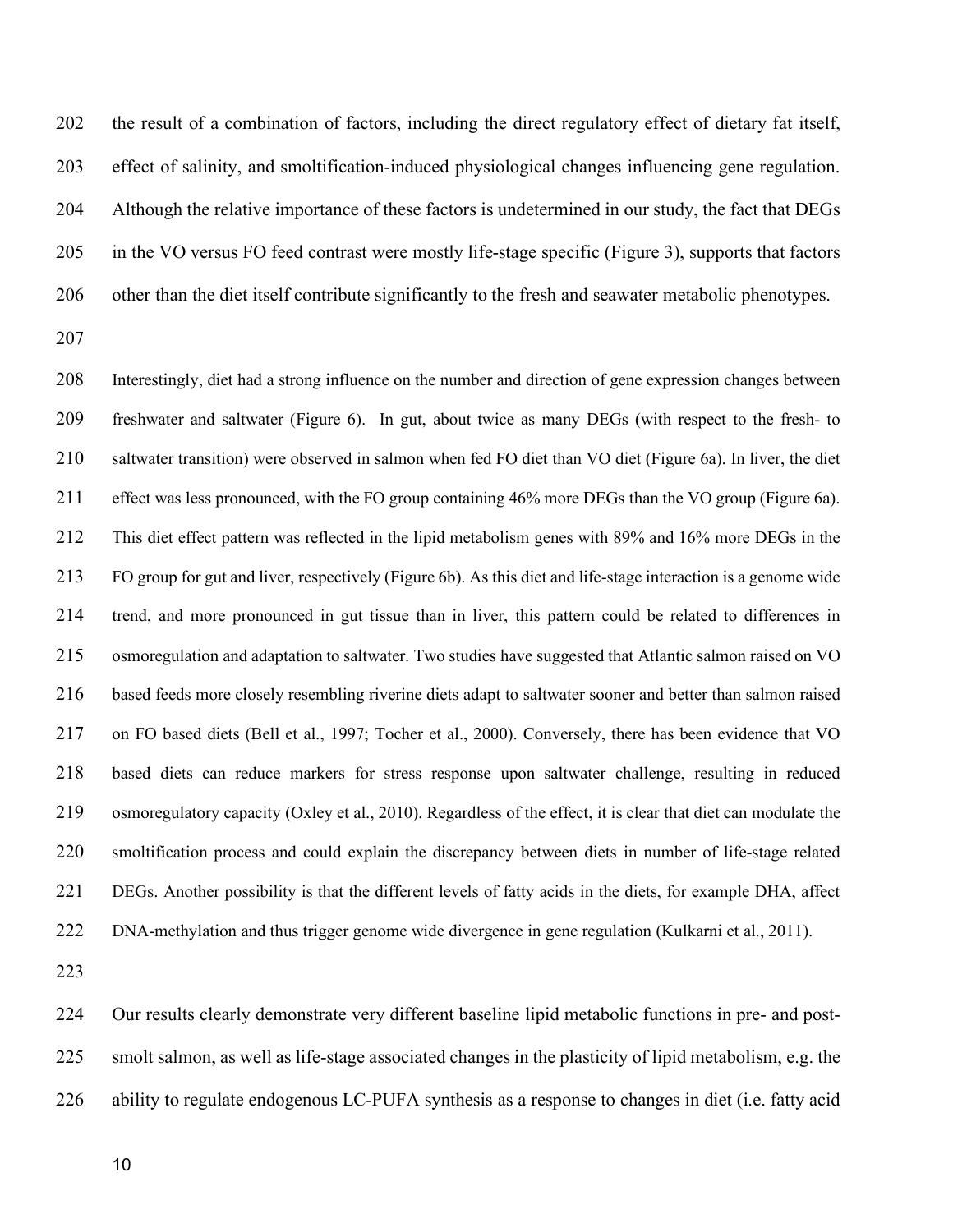the result of a combination of factors, including the direct regulatory effect of dietary fat itself, effect of salinity, and smoltification-induced physiological changes influencing gene regulation. Although the relative importance of these factors is undetermined in our study, the fact that DEGs in the VO versus FO feed contrast were mostly life-stage specific (Figure 3), supports that factors other than the diet itself contribute significantly to the fresh and seawater metabolic phenotypes.

Interestingly, diet had a strong influence on the number and direction of gene expression changes between freshwater and saltwater (Figure 6). In gut, about twice as many DEGs (with respect to the fresh- to saltwater transition) were observed in salmon when fed FO diet than VO diet (Figure 6a). In liver, the diet effect was less pronounced, with the FO group containing 46% more DEGs than the VO group (Figure 6a). This diet effect pattern was reflected in the lipid metabolism genes with 89% and 16% more DEGs in the FO group for gut and liver, respectively (Figure 6b). As this diet and life-stage interaction is a genome wide trend, and more pronounced in gut tissue than in liver, this pattern could be related to differences in osmoregulation and adaptation to saltwater. Two studies have suggested that Atlantic salmon raised on VO based feeds more closely resembling riverine diets adapt to saltwater sooner and better than salmon raised on FO based diets (Bell et al., 1997; Tocher et al., 2000). Conversely, there has been evidence that VO based diets can reduce markers for stress response upon saltwater challenge, resulting in reduced osmoregulatory capacity (Oxley et al., 2010). Regardless of the effect, it is clear that diet can modulate the smoltification process and could explain the discrepancy between diets in number of life-stage related DEGs. Another possibility is that the different levels of fatty acids in the diets, for example DHA, affect DNA-methylation and thus trigger genome wide divergence in gene regulation (Kulkarni et al., 2011).

Our results clearly demonstrate very different baseline lipid metabolic functions in pre- and post-smolt salmon, as well as life-stage associated changes in the plasticity of lipid metabolism, e.g. the ability to regulate endogenous LC-PUFA synthesis as a response to changes in diet (i.e. fatty acid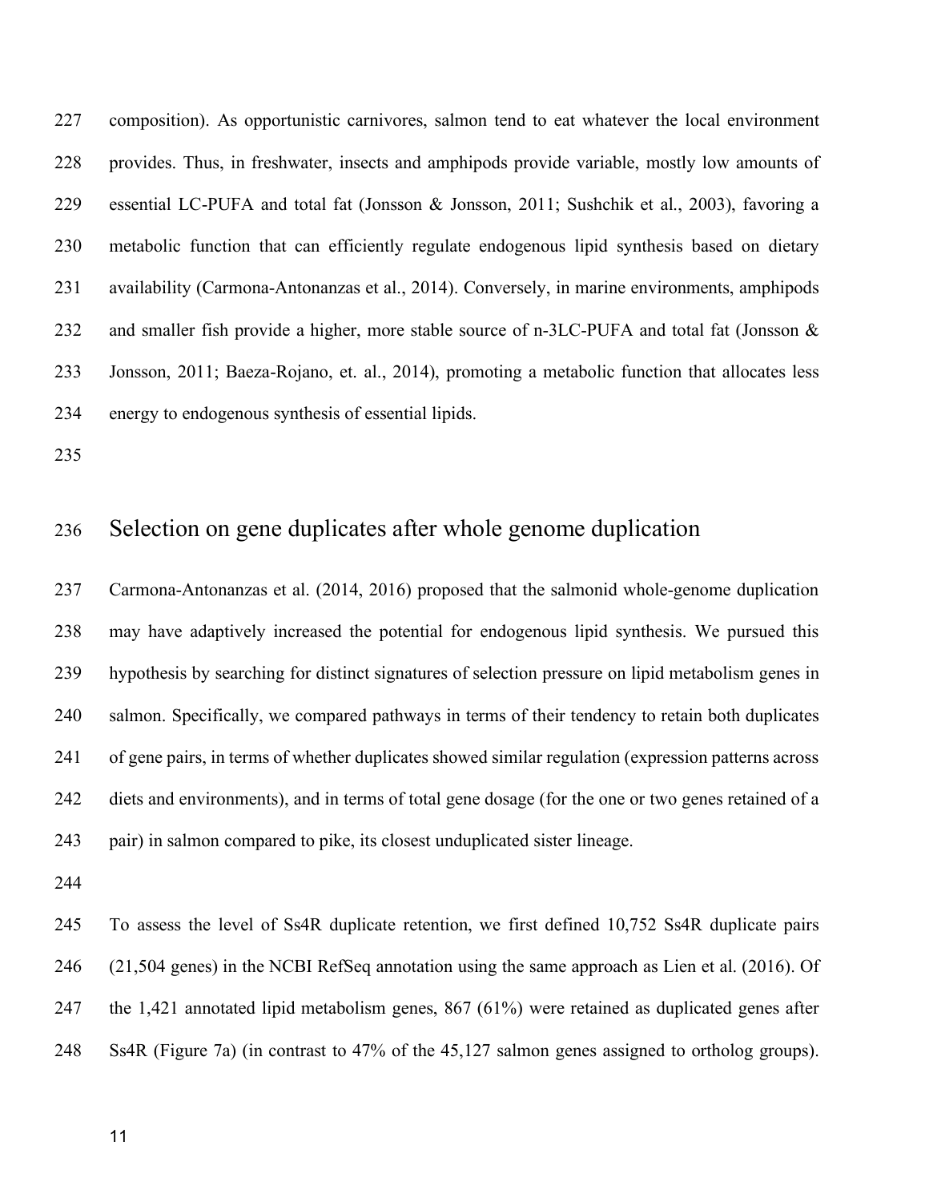composition). As opportunistic carnivores, salmon tend to eat whatever the local environment provides. Thus, in freshwater, insects and amphipods provide variable, mostly low amounts of essential LC-PUFA and total fat (Jonsson & Jonsson, 2011; Sushchik et al., 2003), favoring a metabolic function that can efficiently regulate endogenous lipid synthesis based on dietary availability (Carmona-Antonanzas et al., 2014). Conversely, in marine environments, amphipods and smaller fish provide a higher, more stable source of n-3LC-PUFA and total fat (Jonsson & Jonsson, 2011; Baeza-Rojano, et. al., 2014), promoting a metabolic function that allocates less energy to endogenous synthesis of essential lipids.

## Selection on gene duplicates after whole genome duplication

Carmona-Antonanzas et al. (2014, 2016) proposed that the salmonid whole-genome duplication may have adaptively increased the potential for endogenous lipid synthesis. We pursued this hypothesis by searching for distinct signatures of selection pressure on lipid metabolism genes in salmon. Specifically, we compared pathways in terms of their tendency to retain both duplicates of gene pairs, in terms of whether duplicates showed similar regulation (expression patterns across diets and environments), and in terms of total gene dosage (for the one or two genes retained of a pair) in salmon compared to pike, its closest unduplicated sister lineage.

To assess the level of Ss4R duplicate retention, we first defined 10,752 Ss4R duplicate pairs (21,504 genes) in the NCBI RefSeq annotation using the same approach as Lien et al. (2016). Of the 1,421 annotated lipid metabolism genes, 867 (61%) were retained as duplicated genes after Ss4R (Figure 7a) (in contrast to 47% of the 45,127 salmon genes assigned to ortholog groups).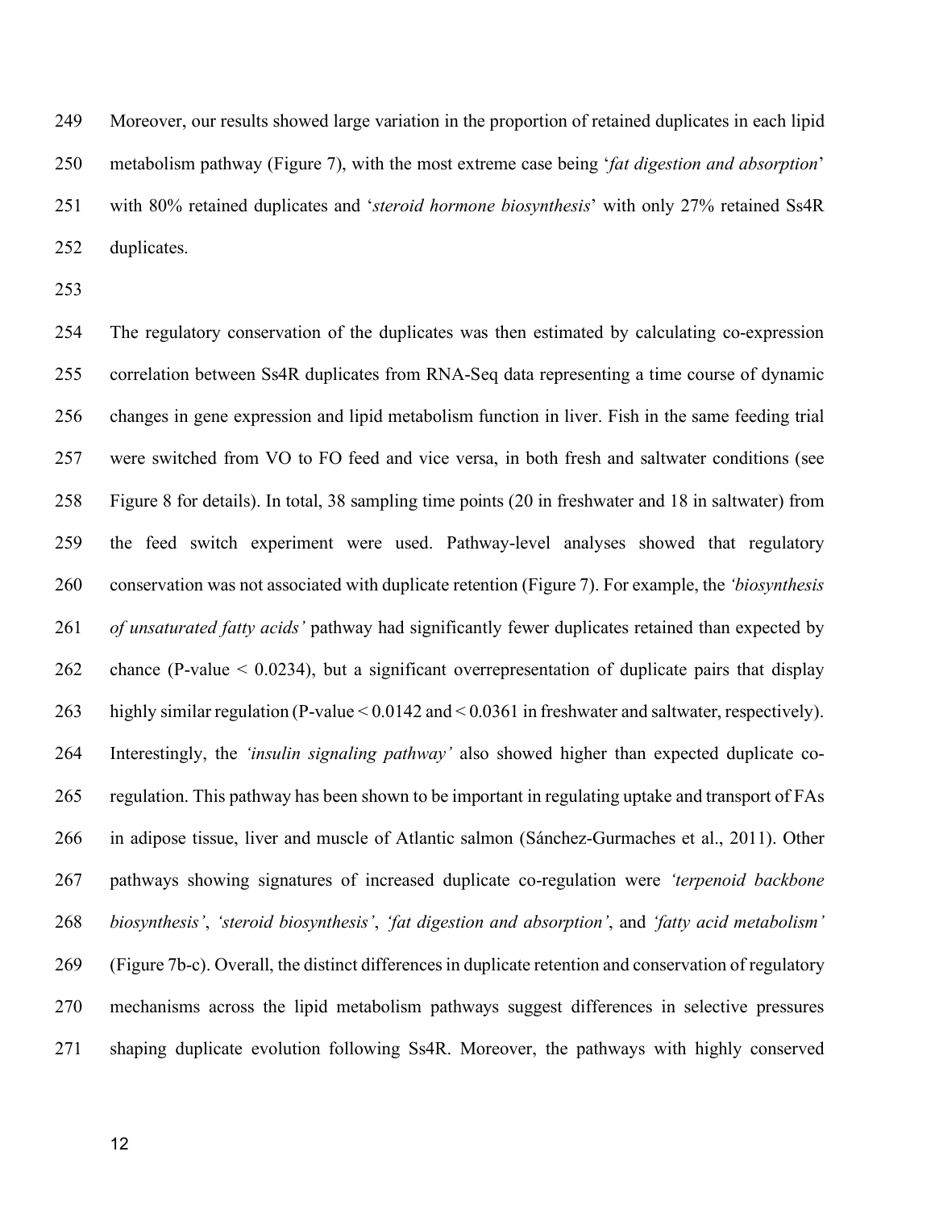Moreover, our results showed large variation in the proportion of retained duplicates in each lipid metabolism pathway (Figure 7), with the most extreme case being '*fat digestion and absorption*' with 80% retained duplicates and '*steroid hormone biosynthesis*' with only 27% retained Ss4R duplicates.

The regulatory conservation of the duplicates was then estimated by calculating co-expression correlation between Ss4R duplicates from RNA-Seq data representing a time course of dynamic changes in gene expression and lipid metabolism function in liver. Fish in the same feeding trial were switched from VO to FO feed and vice versa, in both fresh and saltwater conditions (see Figure 8 for details). In total, 38 sampling time points (20 in freshwater and 18 in saltwater) from the feed switch experiment were used. Pathway-level analyses showed that regulatory conservation was not associated with duplicate retention (Figure 7). For example, the *'biosynthesis of unsaturated fatty acids'* pathway had significantly fewer duplicates retained than expected by chance (P-value $< 0.0234$), but a significant overrepresentation of duplicate pairs that display highly similar regulation (P-value $< 0.0142$ and $< 0.0361$ in freshwater and saltwater, respectively). Interestingly, the *'insulin signaling pathway'* also showed higher than expected duplicate co-regulation. This pathway has been shown to be important in regulating uptake and transport of FAs in adipose tissue, liver and muscle of Atlantic salmon (Sánchez-Gurmaches et al., 2011). Other pathways showing signatures of increased duplicate co-regulation were *'terpenoid backbone biosynthesis'*, *'steroid biosynthesis'*, *'fat digestion and absorption'*, and *'fatty acid metabolism'* (Figure 7b-c). Overall, the distinct differences in duplicate retention and conservation of regulatory mechanisms across the lipid metabolism pathways suggest differences in selective pressures shaping duplicate evolution following Ss4R. Moreover, the pathways with highly conserved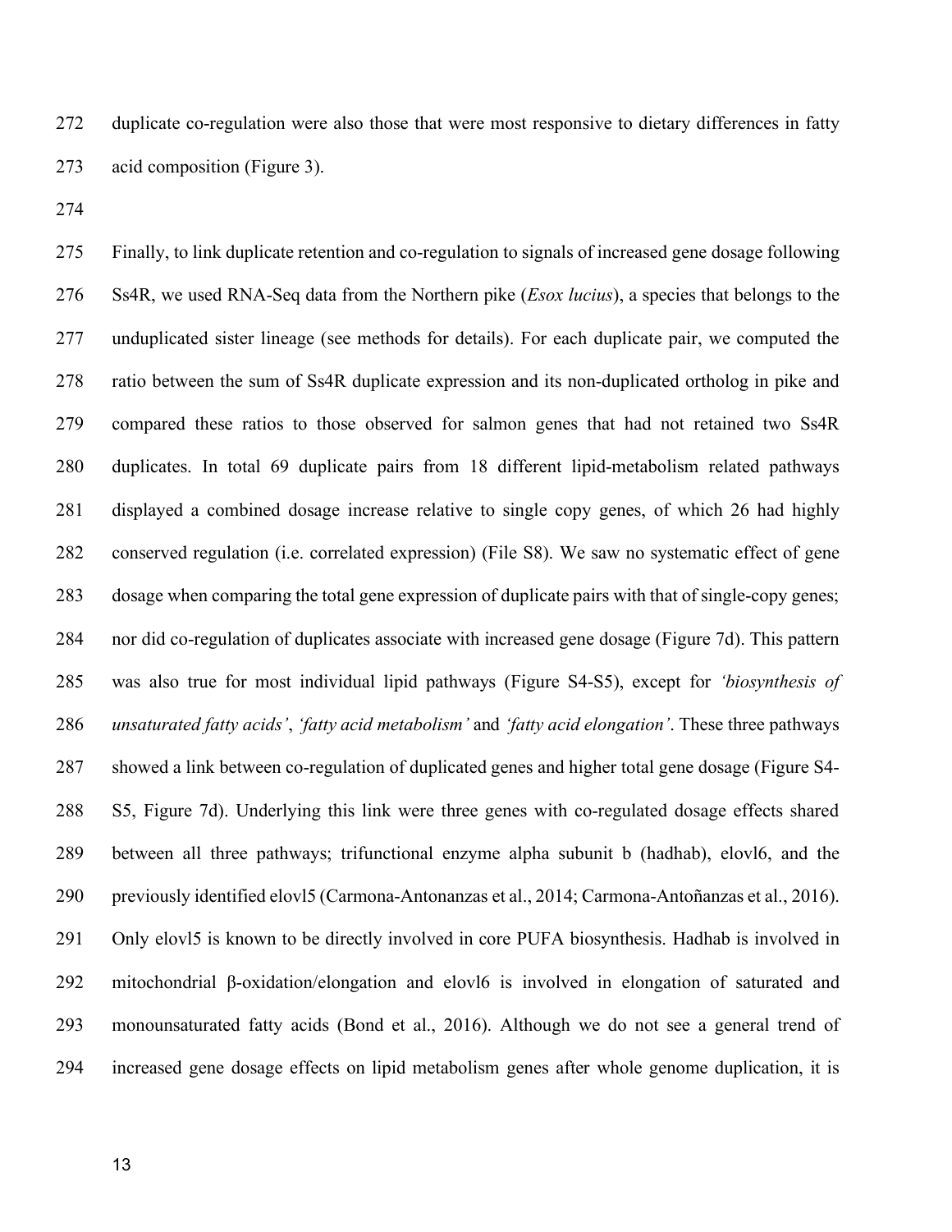duplicate co-regulation were also those that were most responsive to dietary differences in fatty acid composition (Figure 3).

Finally, to link duplicate retention and co-regulation to signals of increased gene dosage following Ss4R, we used RNA-Seq data from the Northern pike (*Esox lucius*), a species that belongs to the unduplicated sister lineage (see methods for details). For each duplicate pair, we computed the ratio between the sum of Ss4R duplicate expression and its non-duplicated ortholog in pike and compared these ratios to those observed for salmon genes that had not retained two Ss4R duplicates. In total 69 duplicate pairs from 18 different lipid-metabolism related pathways displayed a combined dosage increase relative to single copy genes, of which 26 had highly conserved regulation (i.e. correlated expression) (File S8). We saw no systematic effect of gene dosage when comparing the total gene expression of duplicate pairs with that of single-copy genes; nor did co-regulation of duplicates associate with increased gene dosage (Figure 7d). This pattern was also true for most individual lipid pathways (Figure S4-S5), except for *'biosynthesis of unsaturated fatty acids'*, *'fatty acid metabolism'* and *'fatty acid elongation'*. These three pathways showed a link between co-regulation of duplicated genes and higher total gene dosage (Figure S4-S5, Figure 7d). Underlying this link were three genes with co-regulated dosage effects shared between all three pathways; trifunctional enzyme alpha subunit b (hadhab), elovl6, and the previously identified elovl5 (Carmona-Antonanzas et al., 2014; Carmona-Antoñanzas et al., 2016). Only elovl5 is known to be directly involved in core PUFA biosynthesis. Hadhab is involved in mitochondrial β-oxidation/elongation and elovl6 is involved in elongation of saturated and monounsaturated fatty acids (Bond et al., 2016). Although we do not see a general trend of increased gene dosage effects on lipid metabolism genes after whole genome duplication, it is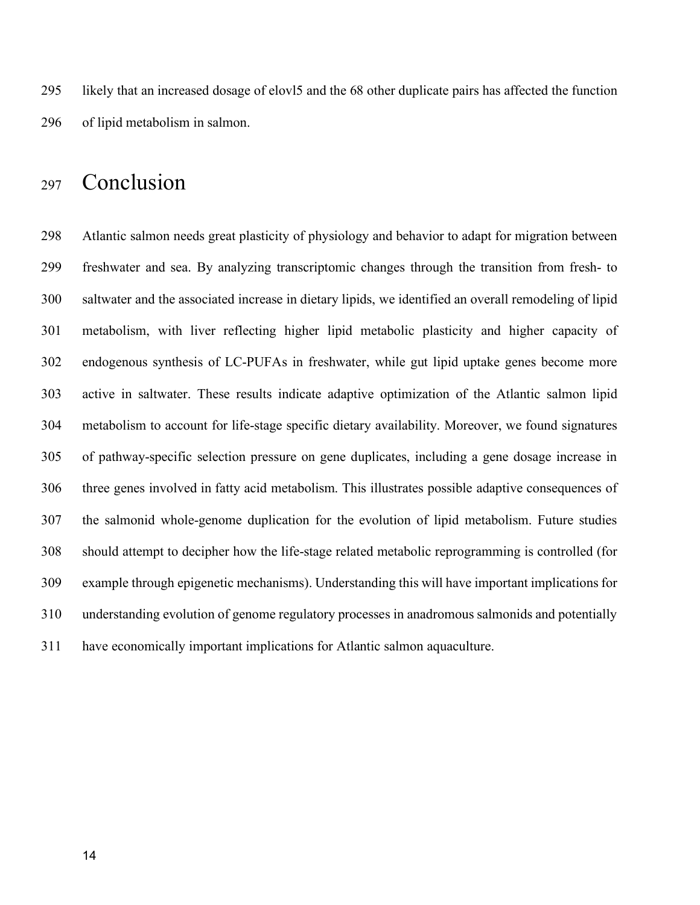likely that an increased dosage of elovl5 and the 68 other duplicate pairs has affected the function of lipid metabolism in salmon.

# Conclusion

Atlantic salmon needs great plasticity of physiology and behavior to adapt for migration between freshwater and sea. By analyzing transcriptomic changes through the transition from fresh- to saltwater and the associated increase in dietary lipids, we identified an overall remodeling of lipid metabolism, with liver reflecting higher lipid metabolic plasticity and higher capacity of endogenous synthesis of LC-PUFAs in freshwater, while gut lipid uptake genes become more active in saltwater. These results indicate adaptive optimization of the Atlantic salmon lipid metabolism to account for life-stage specific dietary availability. Moreover, we found signatures of pathway-specific selection pressure on gene duplicates, including a gene dosage increase in three genes involved in fatty acid metabolism. This illustrates possible adaptive consequences of the salmonid whole-genome duplication for the evolution of lipid metabolism. Future studies should attempt to decipher how the life-stage related metabolic reprogramming is controlled (for example through epigenetic mechanisms). Understanding this will have important implications for understanding evolution of genome regulatory processes in anadromous salmonids and potentially have economically important implications for Atlantic salmon aquaculture.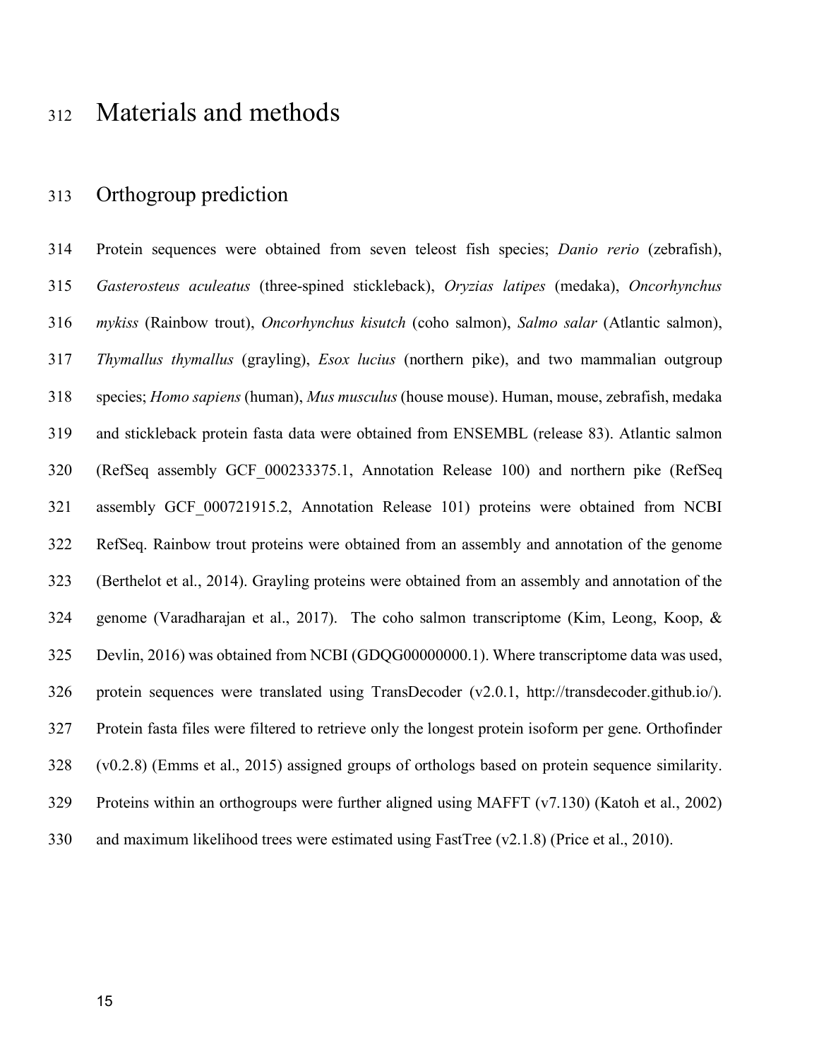# Materials and methods

## Orthogroup prediction

Protein sequences were obtained from seven teleost fish species; *Danio rerio* (zebrafish), *Gasterosteus aculeatus* (three-spined stickleback), *Oryzias latipes* (medaka), *Oncorhynchus mykiss* (Rainbow trout), *Oncorhynchus kisutch* (coho salmon), *Salmo salar* (Atlantic salmon), *Thymallus thymallus* (grayling), *Esox lucius* (northern pike), and two mammalian outgroup species; *Homo sapiens* (human), *Mus musculus* (house mouse). Human, mouse, zebrafish, medaka and stickleback protein fasta data were obtained from ENSEMBL (release 83). Atlantic salmon (RefSeq assembly GCF_000233375.1, Annotation Release 100) and northern pike (RefSeq assembly GCF_000721915.2, Annotation Release 101) proteins were obtained from NCBI RefSeq. Rainbow trout proteins were obtained from an assembly and annotation of the genome (Berthelot et al., 2014). Grayling proteins were obtained from an assembly and annotation of the genome (Varadharajan et al., 2017). The coho salmon transcriptome (Kim, Leong, Koop, & Devlin, 2016) was obtained from NCBI (GDQG00000000.1). Where transcriptome data was used, protein sequences were translated using TransDecoder (v2.0.1, http://transdecoder.github.io/). Protein fasta files were filtered to retrieve only the longest protein isoform per gene. Orthofinder (v0.2.8) (Emms et al., 2015) assigned groups of orthologs based on protein sequence similarity. Proteins within an orthogroups were further aligned using MAFFT (v7.130) (Katoh et al., 2002) and maximum likelihood trees were estimated using FastTree (v2.1.8) (Price et al., 2010).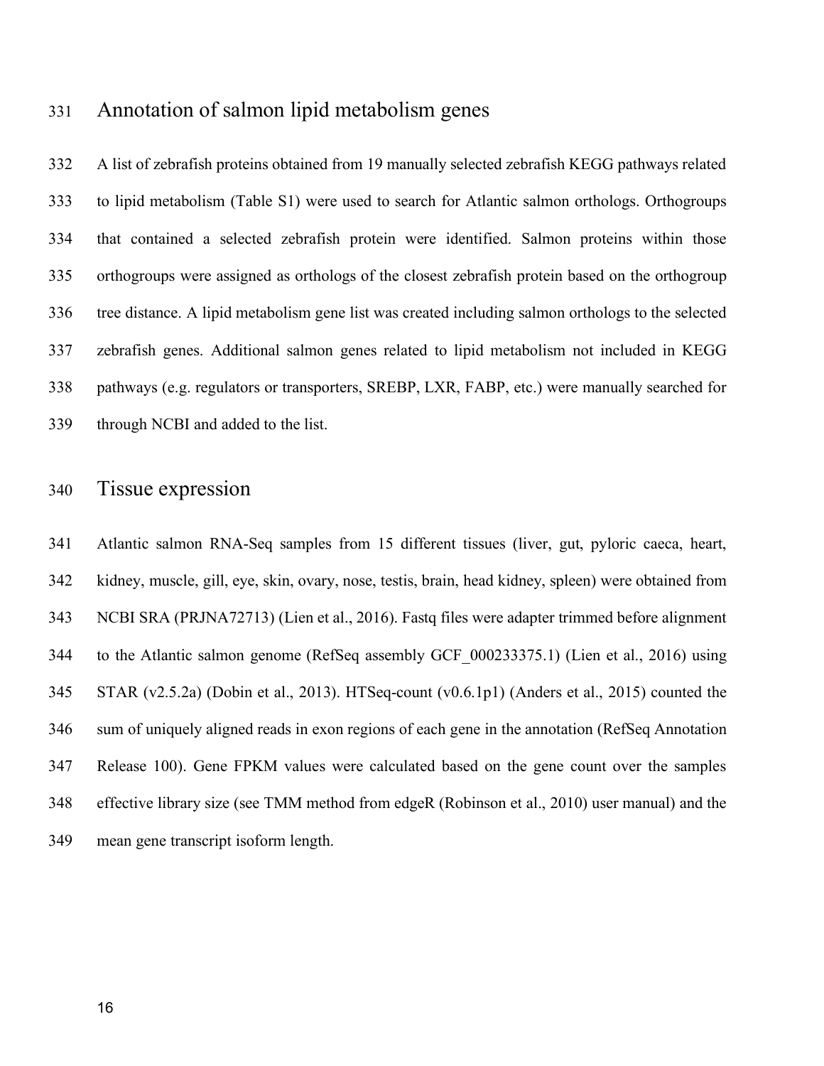## Annotation of salmon lipid metabolism genes

A list of zebrafish proteins obtained from 19 manually selected zebrafish KEGG pathways related to lipid metabolism (Table S1) were used to search for Atlantic salmon orthologs. Orthogroups that contained a selected zebrafish protein were identified. Salmon proteins within those orthogroups were assigned as orthologs of the closest zebrafish protein based on the orthogroup tree distance. A lipid metabolism gene list was created including salmon orthologs to the selected zebrafish genes. Additional salmon genes related to lipid metabolism not included in KEGG pathways (e.g. regulators or transporters, SREBP, LXR, FABP, etc.) were manually searched for through NCBI and added to the list.

## Tissue expression

Atlantic salmon RNA-Seq samples from 15 different tissues (liver, gut, pyloric caeca, heart, kidney, muscle, gill, eye, skin, ovary, nose, testis, brain, head kidney, spleen) were obtained from NCBI SRA (PRJNA72713) (Lien et al., 2016). Fastq files were adapter trimmed before alignment to the Atlantic salmon genome (RefSeq assembly GCF_000233375.1) (Lien et al., 2016) using STAR (v2.5.2a) (Dobin et al., 2013). HTSeq-count (v0.6.1p1) (Anders et al., 2015) counted the sum of uniquely aligned reads in exon regions of each gene in the annotation (RefSeq Annotation Release 100). Gene FPKM values were calculated based on the gene count over the samples effective library size (see TMM method from edgeR (Robinson et al., 2010) user manual) and the mean gene transcript isoform length.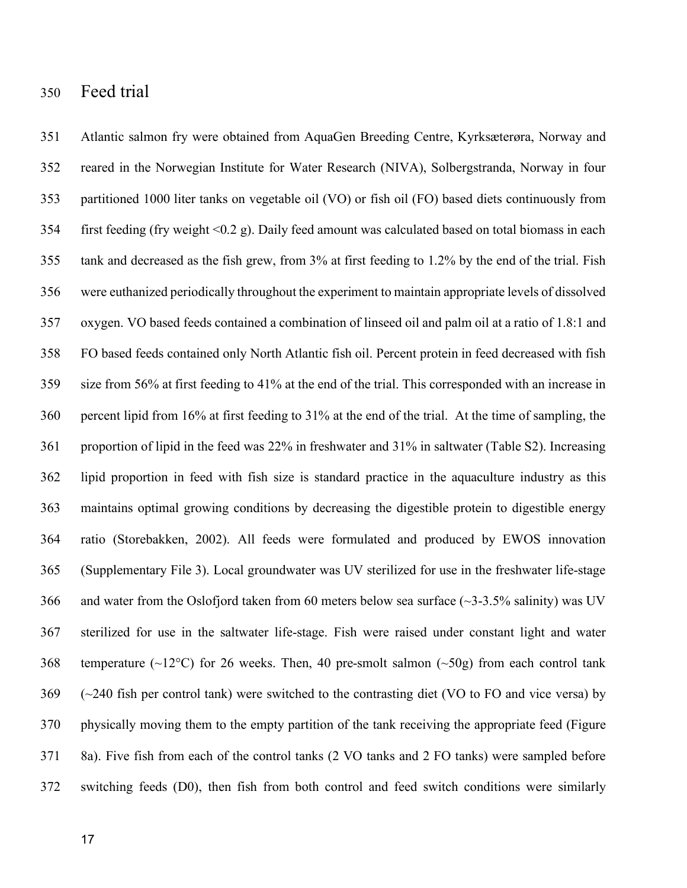## Feed trial

Atlantic salmon fry were obtained from AquaGen Breeding Centre, Kyrksæterøra, Norway and reared in the Norwegian Institute for Water Research (NIVA), Solbergstranda, Norway in four partitioned 1000 liter tanks on vegetable oil (VO) or fish oil (FO) based diets continuously from first feeding (fry weight <0.2 g). Daily feed amount was calculated based on total biomass in each tank and decreased as the fish grew, from 3% at first feeding to 1.2% by the end of the trial. Fish were euthanized periodically throughout the experiment to maintain appropriate levels of dissolved oxygen. VO based feeds contained a combination of linseed oil and palm oil at a ratio of 1.8:1 and FO based feeds contained only North Atlantic fish oil. Percent protein in feed decreased with fish size from 56% at first feeding to 41% at the end of the trial. This corresponded with an increase in percent lipid from 16% at first feeding to 31% at the end of the trial. At the time of sampling, the proportion of lipid in the feed was 22% in freshwater and 31% in saltwater (Table S2). Increasing lipid proportion in feed with fish size is standard practice in the aquaculture industry as this maintains optimal growing conditions by decreasing the digestible protein to digestible energy ratio (Storebakken, 2002). All feeds were formulated and produced by EWOS innovation (Supplementary File 3). Local groundwater was UV sterilized for use in the freshwater life-stage and water from the Oslofjord taken from 60 meters below sea surface (~3-3.5% salinity) was UV sterilized for use in the saltwater life-stage. Fish were raised under constant light and water temperature (~12°C) for 26 weeks. Then, 40 pre-smolt salmon (~50g) from each control tank (~240 fish per control tank) were switched to the contrasting diet (VO to FO and vice versa) by physically moving them to the empty partition of the tank receiving the appropriate feed (Figure 8a). Five fish from each of the control tanks (2 VO tanks and 2 FO tanks) were sampled before switching feeds (D0), then fish from both control and feed switch conditions were similarly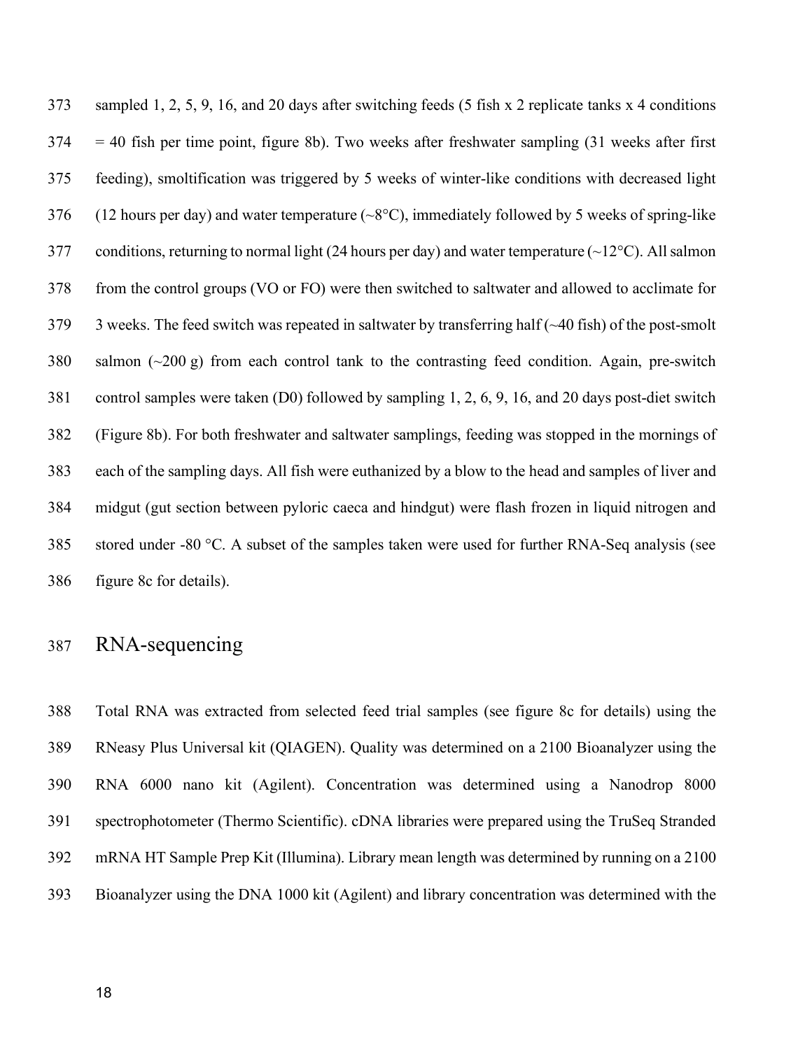sampled 1, 2, 5, 9, 16, and 20 days after switching feeds (5 fish x 2 replicate tanks x 4 conditions = 40 fish per time point, figure 8b). Two weeks after freshwater sampling (31 weeks after first feeding), smoltification was triggered by 5 weeks of winter-like conditions with decreased light (12 hours per day) and water temperature (~8°C), immediately followed by 5 weeks of spring-like conditions, returning to normal light (24 hours per day) and water temperature (~12°C). All salmon from the control groups (VO or FO) were then switched to saltwater and allowed to acclimate for 3 weeks. The feed switch was repeated in saltwater by transferring half (~40 fish) of the post-smolt salmon (~200 g) from each control tank to the contrasting feed condition. Again, pre-switch control samples were taken (D0) followed by sampling 1, 2, 6, 9, 16, and 20 days post-diet switch (Figure 8b). For both freshwater and saltwater samplings, feeding was stopped in the mornings of each of the sampling days. All fish were euthanized by a blow to the head and samples of liver and midgut (gut section between pyloric caeca and hindgut) were flash frozen in liquid nitrogen and stored under -80 °C. A subset of the samples taken were used for further RNA-Seq analysis (see figure 8c for details).

## RNA-sequencing

Total RNA was extracted from selected feed trial samples (see figure 8c for details) using the RNeasy Plus Universal kit (QIAGEN). Quality was determined on a 2100 Bioanalyzer using the RNA 6000 nano kit (Agilent). Concentration was determined using a Nanodrop 8000 spectrophotometer (Thermo Scientific). cDNA libraries were prepared using the TruSeq Stranded mRNA HT Sample Prep Kit (Illumina). Library mean length was determined by running on a 2100 Bioanalyzer using the DNA 1000 kit (Agilent) and library concentration was determined with the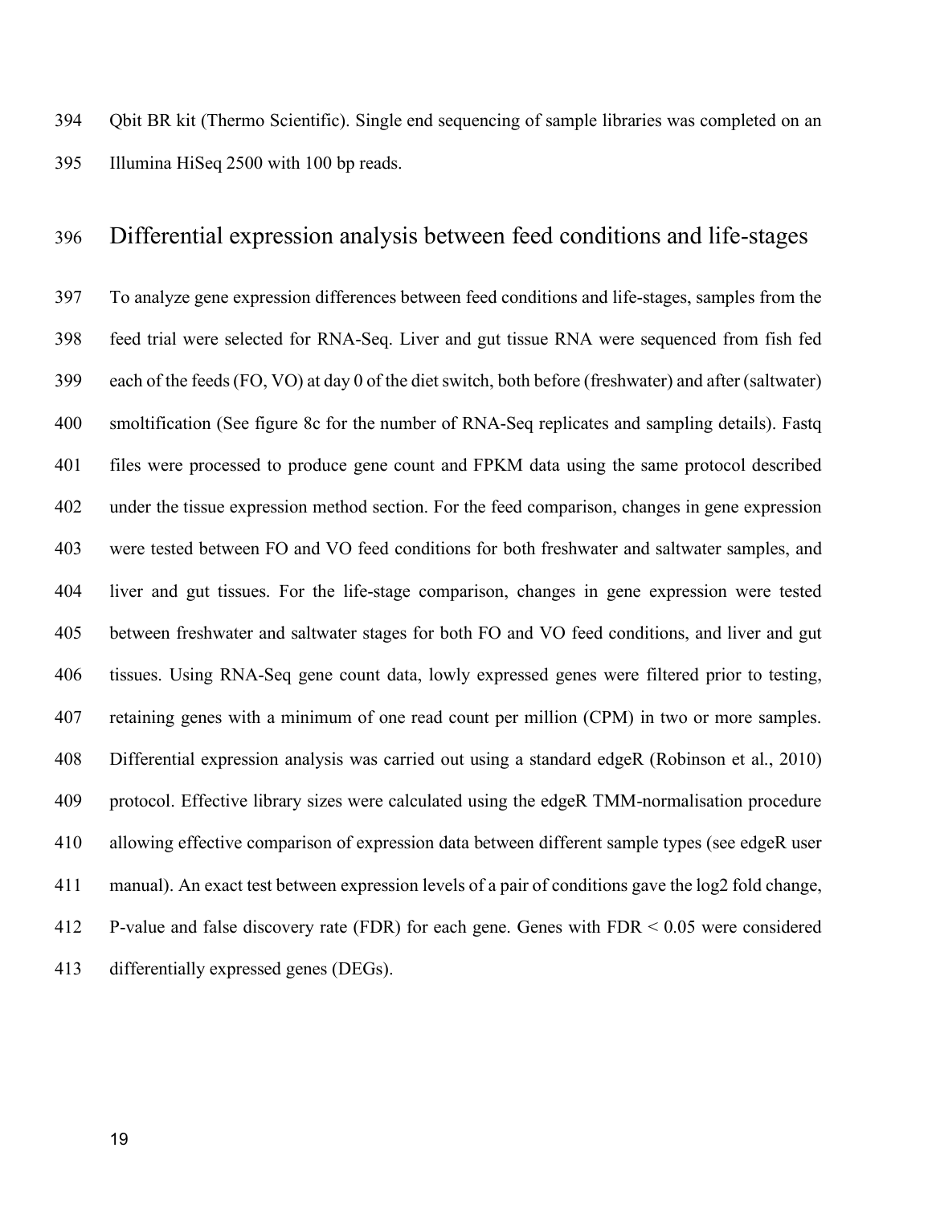Qbit BR kit (Thermo Scientific). Single end sequencing of sample libraries was completed on an Illumina HiSeq 2500 with 100 bp reads.

## Differential expression analysis between feed conditions and life-stages

To analyze gene expression differences between feed conditions and life-stages, samples from the feed trial were selected for RNA-Seq. Liver and gut tissue RNA were sequenced from fish fed each of the feeds (FO, VO) at day 0 of the diet switch, both before (freshwater) and after (saltwater) smoltification (See figure 8c for the number of RNA-Seq replicates and sampling details). Fastq files were processed to produce gene count and FPKM data using the same protocol described under the tissue expression method section. For the feed comparison, changes in gene expression were tested between FO and VO feed conditions for both freshwater and saltwater samples, and liver and gut tissues. For the life-stage comparison, changes in gene expression were tested between freshwater and saltwater stages for both FO and VO feed conditions, and liver and gut tissues. Using RNA-Seq gene count data, lowly expressed genes were filtered prior to testing, retaining genes with a minimum of one read count per million (CPM) in two or more samples. Differential expression analysis was carried out using a standard edgeR (Robinson et al., 2010) protocol. Effective library sizes were calculated using the edgeR TMM-normalisation procedure allowing effective comparison of expression data between different sample types (see edgeR user manual). An exact test between expression levels of a pair of conditions gave the log2 fold change, P-value and false discovery rate (FDR) for each gene. Genes with FDR $< 0.05$ were considered differentially expressed genes (DEGs).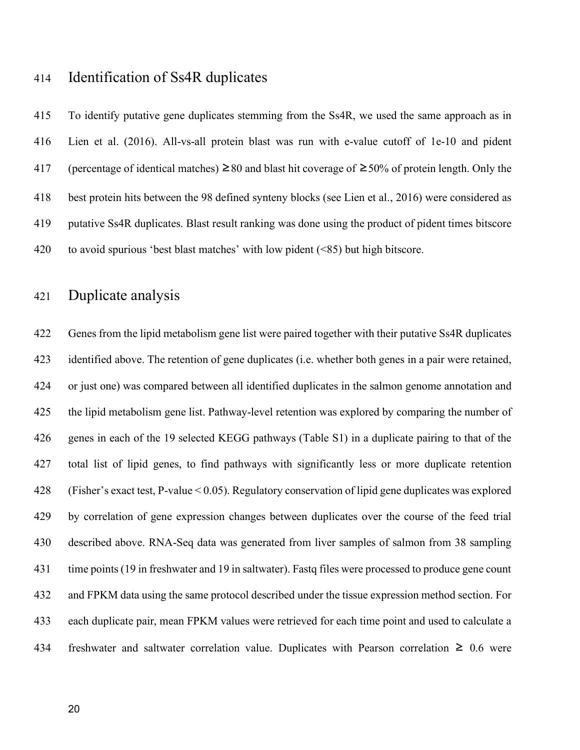## Identification of Ss4R duplicates

To identify putative gene duplicates stemming from the Ss4R, we used the same approach as in Lien et al. (2016). All-vs-all protein blast was run with e-value cutoff of 1e-10 and pident (percentage of identical matches) ≥80 and blast hit coverage of ≥50% of protein length. Only the best protein hits between the 98 defined synteny blocks (see Lien et al., 2016) were considered as putative Ss4R duplicates. Blast result ranking was done using the product of pident times bitscore to avoid spurious 'best blast matches' with low pident (<85) but high bitscore.

## Duplicate analysis

Genes from the lipid metabolism gene list were paired together with their putative Ss4R duplicates identified above. The retention of gene duplicates (i.e. whether both genes in a pair were retained, or just one) was compared between all identified duplicates in the salmon genome annotation and the lipid metabolism gene list. Pathway-level retention was explored by comparing the number of genes in each of the 19 selected KEGG pathways (Table S1) in a duplicate pairing to that of the total list of lipid genes, to find pathways with significantly less or more duplicate retention (Fisher's exact test, P-value < 0.05). Regulatory conservation of lipid gene duplicates was explored by correlation of gene expression changes between duplicates over the course of the feed trial described above. RNA-Seq data was generated from liver samples of salmon from 38 sampling time points (19 in freshwater and 19 in saltwater). Fastq files were processed to produce gene count and FPKM data using the same protocol described under the tissue expression method section. For each duplicate pair, mean FPKM values were retrieved for each time point and used to calculate a freshwater and saltwater correlation value. Duplicates with Pearson correlation ≥ 0.6 were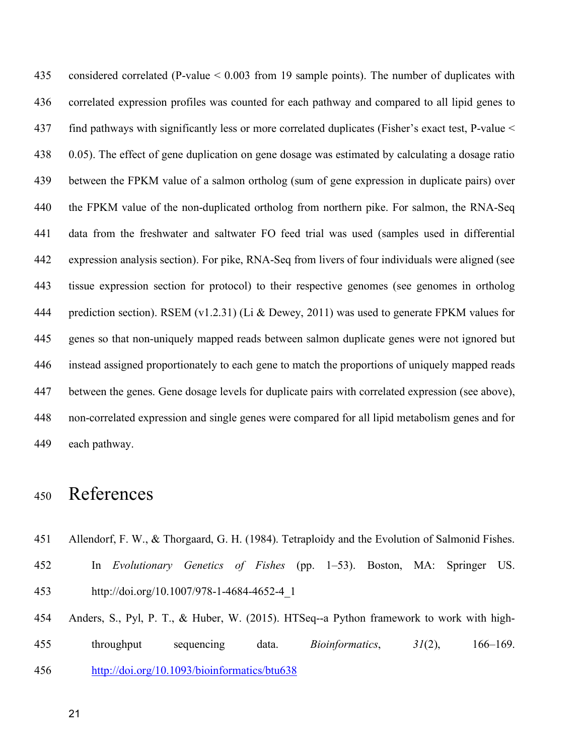considered correlated ($P$-value < 0.003 from 19 sample points). The number of duplicates with correlated expression profiles was counted for each pathway and compared to all lipid genes to find pathways with significantly less or more correlated duplicates (Fisher's exact test, $P$-value < 0.05). The effect of gene duplication on gene dosage was estimated by calculating a dosage ratio between the FPKM value of a salmon ortholog (sum of gene expression in duplicate pairs) over the FPKM value of the non-duplicated ortholog from northern pike. For salmon, the RNA-Seq data from the freshwater and saltwater FO feed trial was used (samples used in differential expression analysis section). For pike, RNA-Seq from livers of four individuals were aligned (see tissue expression section for protocol) to their respective genomes (see genomes in ortholog prediction section). RSEM (v1.2.31) (Li & Dewey, 2011) was used to generate FPKM values for genes so that non-uniquely mapped reads between salmon duplicate genes were not ignored but instead assigned proportionately to each gene to match the proportions of uniquely mapped reads between the genes. Gene dosage levels for duplicate pairs with correlated expression (see above), non-correlated expression and single genes were compared for all lipid metabolism genes and for each pathway.

# References

Allendorf, F. W., & Thorgaard, G. H. (1984). Tetraploidy and the Evolution of Salmonid Fishes. In *Evolutionary Genetics of Fishes* (pp. 1–53). Boston, MA: Springer US. http://doi.org/10.1007/978-1-4684-4652-4_1

Anders, S., Pyl, P. T., & Huber, W. (2015). HTSeq--a Python framework to work with high-throughput sequencing data. *Bioinformatics*, *31*(2), 166–169. http://doi.org/10.1093/bioinformatics/btu638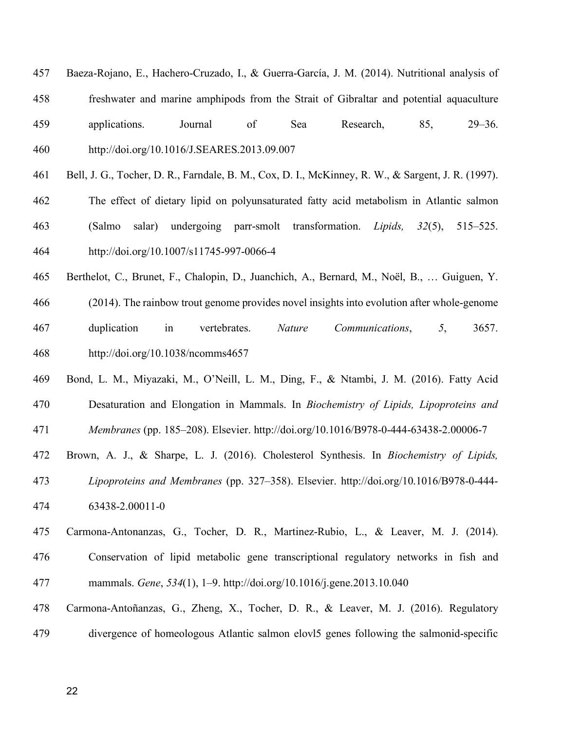Baeza-Rojano, E., Hachero-Cruzado, I., & Guerra-García, J. M. (2014). Nutritional analysis of freshwater and marine amphipods from the Strait of Gibraltar and potential aquaculture applications. Journal of Sea Research, 85, 29–36. http://doi.org/10.1016/J.SEARES.2013.09.007

Bell, J. G., Tocher, D. R., Farndale, B. M., Cox, D. I., McKinney, R. W., & Sargent, J. R. (1997). The effect of dietary lipid on polyunsaturated fatty acid metabolism in Atlantic salmon (Salmo salar) undergoing parr-smolt transformation. *Lipids, 32*(5), 515–525. http://doi.org/10.1007/s11745-997-0066-4

Berthelot, C., Brunet, F., Chalopin, D., Juanchich, A., Bernard, M., Noël, B., … Guiguen, Y. (2014). The rainbow trout genome provides novel insights into evolution after whole-genome duplication in vertebrates. *Nature Communications*, *5*, 3657. http://doi.org/10.1038/ncomms4657

Bond, L. M., Miyazaki, M., O'Neill, L. M., Ding, F., & Ntambi, J. M. (2016). Fatty Acid Desaturation and Elongation in Mammals. In *Biochemistry of Lipids, Lipoproteins and Membranes* (pp. 185–208). Elsevier. http://doi.org/10.1016/B978-0-444-63438-2.00006-7

Brown, A. J., & Sharpe, L. J. (2016). Cholesterol Synthesis. In *Biochemistry of Lipids, Lipoproteins and Membranes* (pp. 327–358). Elsevier. http://doi.org/10.1016/B978-0-444-63438-2.00011-0

Carmona-Antonanzas, G., Tocher, D. R., Martinez-Rubio, L., & Leaver, M. J. (2014). Conservation of lipid metabolic gene transcriptional regulatory networks in fish and mammals. *Gene*, *534*(1), 1–9. http://doi.org/10.1016/j.gene.2013.10.040

Carmona-Antoñanzas, G., Zheng, X., Tocher, D. R., & Leaver, M. J. (2016). Regulatory divergence of homeologous Atlantic salmon elovl5 genes following the salmonid-specific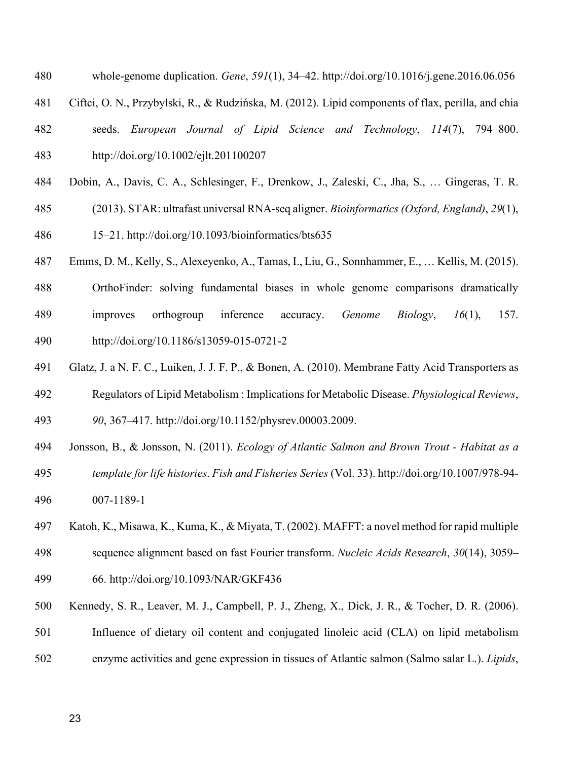whole-genome duplication. *Gene*, *591*(1), 34–42. http://doi.org/10.1016/j.gene.2016.06.056

Ciftci, O. N., Przybylski, R., & Rudzińska, M. (2012). Lipid components of flax, perilla, and chia seeds. *European Journal of Lipid Science and Technology*, *114*(7), 794–800. http://doi.org/10.1002/ejlt.201100207

Dobin, A., Davis, C. A., Schlesinger, F., Drenkow, J., Zaleski, C., Jha, S., … Gingeras, T. R. (2013). STAR: ultrafast universal RNA-seq aligner. *Bioinformatics (Oxford, England)*, *29*(1), 15–21. http://doi.org/10.1093/bioinformatics/bts635

Emms, D. M., Kelly, S., Alexeyenko, A., Tamas, I., Liu, G., Sonnhammer, E., … Kellis, M. (2015). OrthoFinder: solving fundamental biases in whole genome comparisons dramatically improves orthogroup inference accuracy. *Genome Biology*, *16*(1), 157. http://doi.org/10.1186/s13059-015-0721-2

Glatz, J. a N. F. C., Luiken, J. J. F. P., & Bonen, A. (2010). Membrane Fatty Acid Transporters as Regulators of Lipid Metabolism : Implications for Metabolic Disease. *Physiological Reviews*, *90*, 367–417. http://doi.org/10.1152/physrev.00003.2009.

Jonsson, B., & Jonsson, N. (2011). *Ecology of Atlantic Salmon and Brown Trout - Habitat as a template for life histories*. *Fish and Fisheries Series* (Vol. 33). http://doi.org/10.1007/978-94-007-1189-1

Katoh, K., Misawa, K., Kuma, K., & Miyata, T. (2002). MAFFT: a novel method for rapid multiple sequence alignment based on fast Fourier transform. *Nucleic Acids Research*, *30*(14), 3059–66. http://doi.org/10.1093/NAR/GKF436

Kennedy, S. R., Leaver, M. J., Campbell, P. J., Zheng, X., Dick, J. R., & Tocher, D. R. (2006). Influence of dietary oil content and conjugated linoleic acid (CLA) on lipid metabolism enzyme activities and gene expression in tissues of Atlantic salmon (Salmo salar L.). *Lipids*,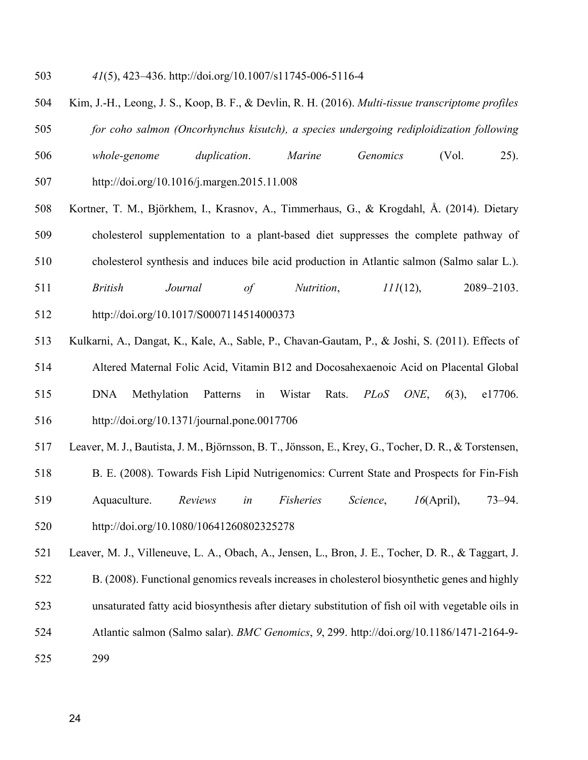*41*(5), 423–436. http://doi.org/10.1007/s11745-006-5116-4

Kim, J.-H., Leong, J. S., Koop, B. F., & Devlin, R. H. (2016). *Multi-tissue transcriptome profiles for coho salmon (Oncorhynchus kisutch), a species undergoing rediploidization following whole-genome duplication*. *Marine Genomics* (Vol. 25). http://doi.org/10.1016/j.margen.2015.11.008

Kortner, T. M., Björkhem, I., Krasnov, A., Timmerhaus, G., & Krogdahl, Å. (2014). Dietary cholesterol supplementation to a plant-based diet suppresses the complete pathway of cholesterol synthesis and induces bile acid production in Atlantic salmon (Salmo salar L.). *British Journal of Nutrition*, *111*(12), 2089–2103. http://doi.org/10.1017/S0007114514000373

Kulkarni, A., Dangat, K., Kale, A., Sable, P., Chavan-Gautam, P., & Joshi, S. (2011). Effects of Altered Maternal Folic Acid, Vitamin B12 and Docosahexaenoic Acid on Placental Global DNA Methylation Patterns in Wistar Rats. *PLoS ONE*, *6*(3), e17706. http://doi.org/10.1371/journal.pone.0017706

Leaver, M. J., Bautista, J. M., Björnsson, B. T., Jönsson, E., Krey, G., Tocher, D. R., & Torstensen, B. E. (2008). Towards Fish Lipid Nutrigenomics: Current State and Prospects for Fin-Fish Aquaculture. *Reviews in Fisheries Science*, *16*(April), 73–94. http://doi.org/10.1080/10641260802325278

Leaver, M. J., Villeneuve, L. A., Obach, A., Jensen, L., Bron, J. E., Tocher, D. R., & Taggart, J. B. (2008). Functional genomics reveals increases in cholesterol biosynthetic genes and highly unsaturated fatty acid biosynthesis after dietary substitution of fish oil with vegetable oils in Atlantic salmon (Salmo salar). *BMC Genomics*, *9*, 299. http://doi.org/10.1186/1471-2164-9-299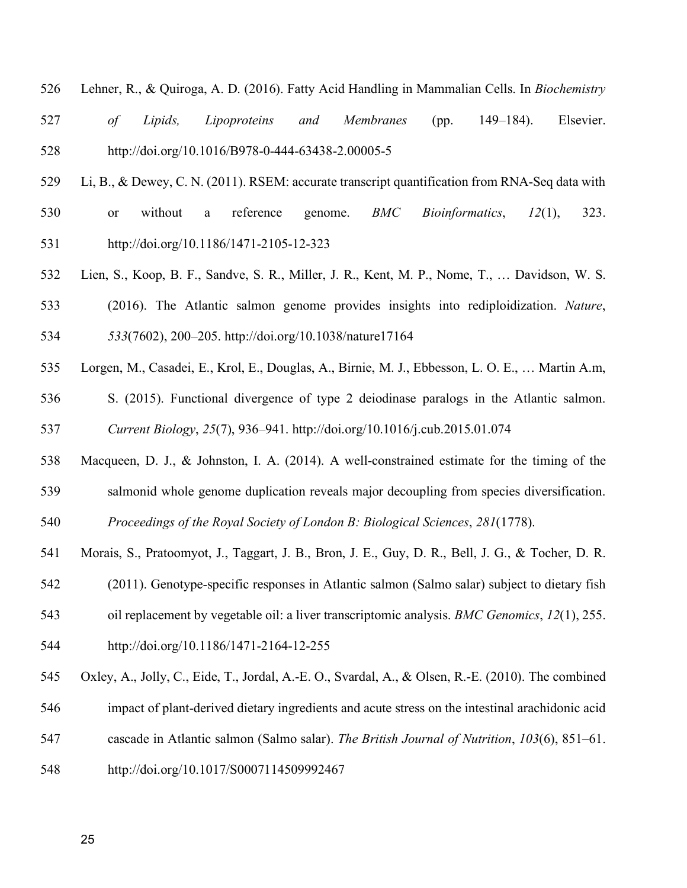Lehner, R., & Quiroga, A. D. (2016). Fatty Acid Handling in Mammalian Cells. In *Biochemistry of Lipids, Lipoproteins and Membranes* (pp. 149–184). Elsevier. http://doi.org/10.1016/B978-0-444-63438-2.00005-5

Li, B., & Dewey, C. N. (2011). RSEM: accurate transcript quantification from RNA-Seq data with or without a reference genome. *BMC Bioinformatics*, *12*(1), 323. http://doi.org/10.1186/1471-2105-12-323

Lien, S., Koop, B. F., Sandve, S. R., Miller, J. R., Kent, M. P., Nome, T., … Davidson, W. S. (2016). The Atlantic salmon genome provides insights into rediploidization. *Nature*, *533*(7602), 200–205. http://doi.org/10.1038/nature17164

Lorgen, M., Casadei, E., Krol, E., Douglas, A., Birnie, M. J., Ebbesson, L. O. E., … Martin A.m, S. (2015). Functional divergence of type 2 deiodinase paralogs in the Atlantic salmon. *Current Biology*, *25*(7), 936–941. http://doi.org/10.1016/j.cub.2015.01.074

Macqueen, D. J., & Johnston, I. A. (2014). A well-constrained estimate for the timing of the salmonid whole genome duplication reveals major decoupling from species diversification. *Proceedings of the Royal Society of London B: Biological Sciences*, *281*(1778).

Morais, S., Pratoomyot, J., Taggart, J. B., Bron, J. E., Guy, D. R., Bell, J. G., & Tocher, D. R. (2011). Genotype-specific responses in Atlantic salmon (Salmo salar) subject to dietary fish oil replacement by vegetable oil: a liver transcriptomic analysis. *BMC Genomics*, *12*(1), 255. http://doi.org/10.1186/1471-2164-12-255

Oxley, A., Jolly, C., Eide, T., Jordal, A.-E. O., Svardal, A., & Olsen, R.-E. (2010). The combined impact of plant-derived dietary ingredients and acute stress on the intestinal arachidonic acid cascade in Atlantic salmon (Salmo salar). *The British Journal of Nutrition*, *103*(6), 851–61. http://doi.org/10.1017/S0007114509992467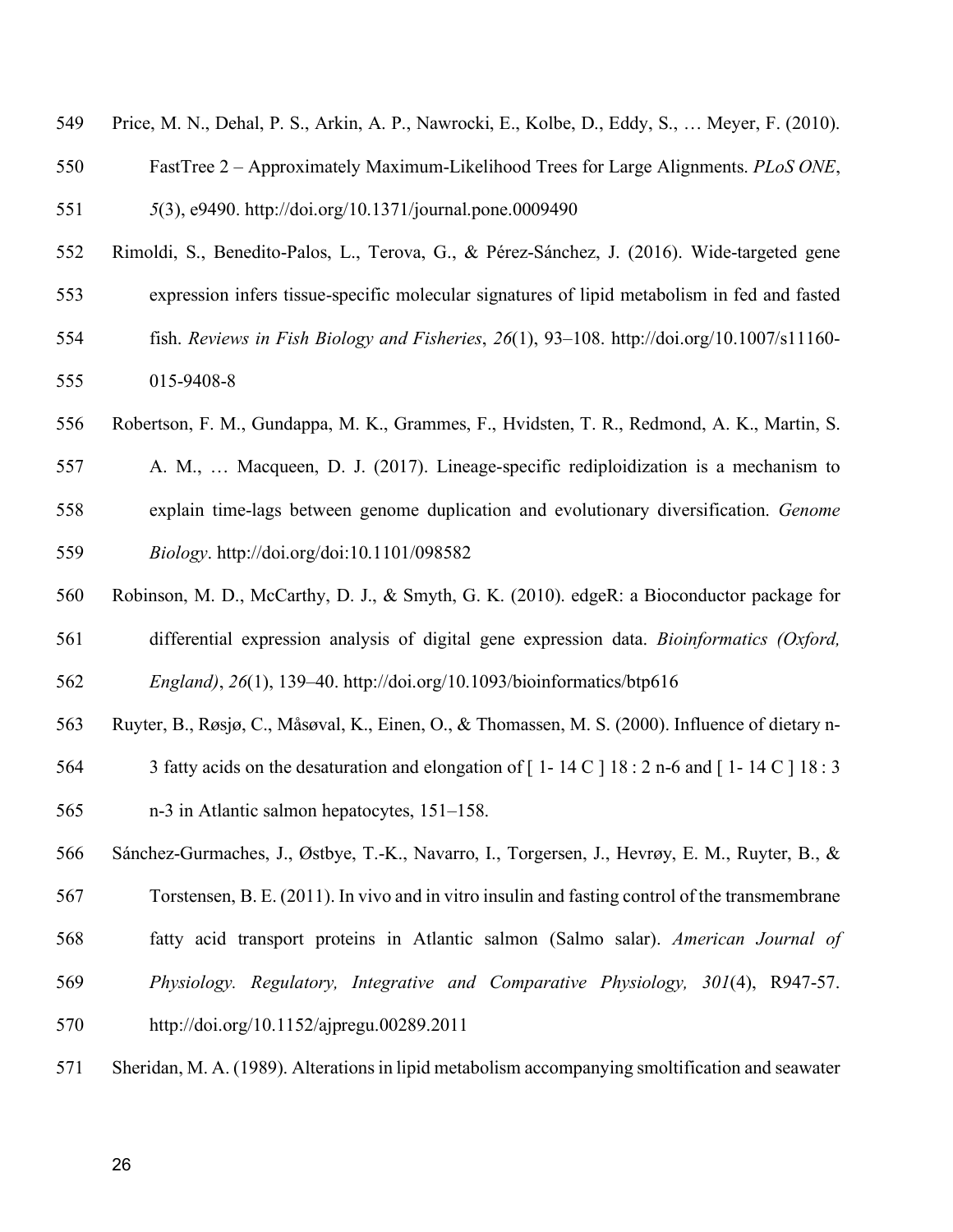Price, M. N., Dehal, P. S., Arkin, A. P., Nawrocki, E., Kolbe, D., Eddy, S., … Meyer, F. (2010). FastTree 2 – Approximately Maximum-Likelihood Trees for Large Alignments. *PLoS ONE*, *5*(3), e9490. http://doi.org/10.1371/journal.pone.0009490

Rimoldi, S., Benedito-Palos, L., Terova, G., & Pérez-Sánchez, J. (2016). Wide-targeted gene expression infers tissue-specific molecular signatures of lipid metabolism in fed and fasted fish. *Reviews in Fish Biology and Fisheries*, *26*(1), 93–108. http://doi.org/10.1007/s11160-015-9408-8

Robertson, F. M., Gundappa, M. K., Grammes, F., Hvidsten, T. R., Redmond, A. K., Martin, S. A. M., … Macqueen, D. J. (2017). Lineage-specific rediploidization is a mechanism to explain time-lags between genome duplication and evolutionary diversification. *Genome Biology*. http://doi.org/doi:10.1101/098582

Robinson, M. D., McCarthy, D. J., & Smyth, G. K. (2010). edgeR: a Bioconductor package for differential expression analysis of digital gene expression data. *Bioinformatics (Oxford, England)*, *26*(1), 139–40. http://doi.org/10.1093/bioinformatics/btp616

Ruyter, B., Røsjø, C., Måsøval, K., Einen, O., & Thomassen, M. S. (2000). Influence of dietary n-3 fatty acids on the desaturation and elongation of [ 1- 14 C ] 18 : 2 n-6 and [ 1- 14 C ] 18 : 3 n-3 in Atlantic salmon hepatocytes, 151–158.

Sánchez-Gurmaches, J., Østbye, T.-K., Navarro, I., Torgersen, J., Hevrøy, E. M., Ruyter, B., & Torstensen, B. E. (2011). In vivo and in vitro insulin and fasting control of the transmembrane fatty acid transport proteins in Atlantic salmon (Salmo salar). *American Journal of Physiology. Regulatory, Integrative and Comparative Physiology, 301*(4), R947-57. http://doi.org/10.1152/ajpregu.00289.2011

Sheridan, M. A. (1989). Alterations in lipid metabolism accompanying smoltification and seawater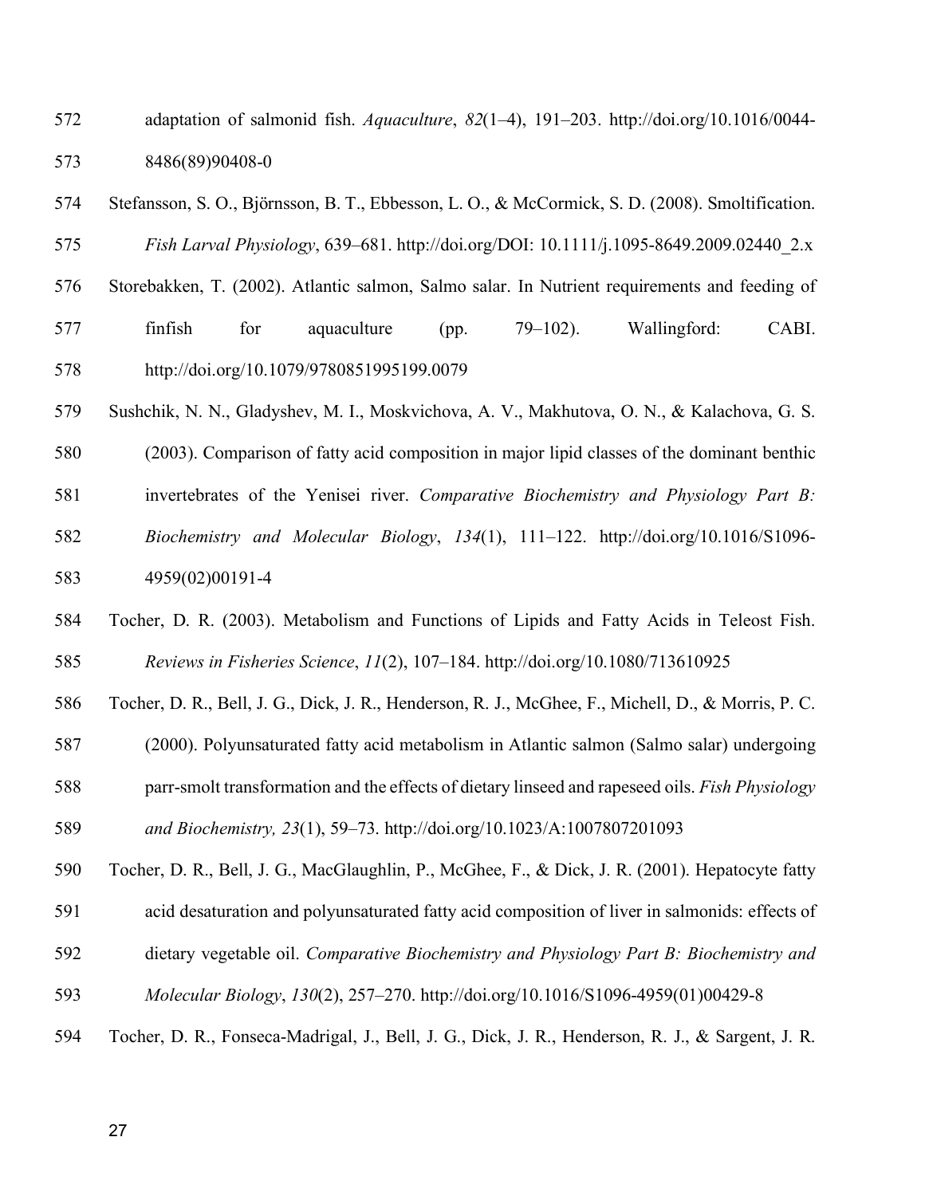adaptation of salmonid fish. *Aquaculture*, *82*(1–4), 191–203. http://doi.org/10.1016/0044-8486(89)90408-0

Stefansson, S. O., Björnsson, B. T., Ebbesson, L. O., & McCormick, S. D. (2008). Smoltification. *Fish Larval Physiology*, 639–681. http://doi.org/DOI: 10.1111/j.1095-8649.2009.02440_2.x

Storebakken, T. (2002). Atlantic salmon, Salmo salar. In Nutrient requirements and feeding of finfish for aquaculture (pp. 79–102). Wallingford: CABI. http://doi.org/10.1079/9780851995199.0079

Sushchik, N. N., Gladyshev, M. I., Moskvichova, A. V., Makhutova, O. N., & Kalachova, G. S. (2003). Comparison of fatty acid composition in major lipid classes of the dominant benthic invertebrates of the Yenisei river. *Comparative Biochemistry and Physiology Part B: Biochemistry and Molecular Biology*, *134*(1), 111–122. http://doi.org/10.1016/S1096-4959(02)00191-4

Tocher, D. R. (2003). Metabolism and Functions of Lipids and Fatty Acids in Teleost Fish. *Reviews in Fisheries Science*, *11*(2), 107–184. http://doi.org/10.1080/713610925

Tocher, D. R., Bell, J. G., Dick, J. R., Henderson, R. J., McGhee, F., Michell, D., & Morris, P. C. (2000). Polyunsaturated fatty acid metabolism in Atlantic salmon (Salmo salar) undergoing parr-smolt transformation and the effects of dietary linseed and rapeseed oils. *Fish Physiology and Biochemistry, 23*(1), 59–73. http://doi.org/10.1023/A:1007807201093

Tocher, D. R., Bell, J. G., MacGlaughlin, P., McGhee, F., & Dick, J. R. (2001). Hepatocyte fatty acid desaturation and polyunsaturated fatty acid composition of liver in salmonids: effects of dietary vegetable oil. *Comparative Biochemistry and Physiology Part B: Biochemistry and Molecular Biology*, *130*(2), 257–270. http://doi.org/10.1016/S1096-4959(01)00429-8

Tocher, D. R., Fonseca-Madrigal, J., Bell, J. G., Dick, J. R., Henderson, R. J., & Sargent, J. R.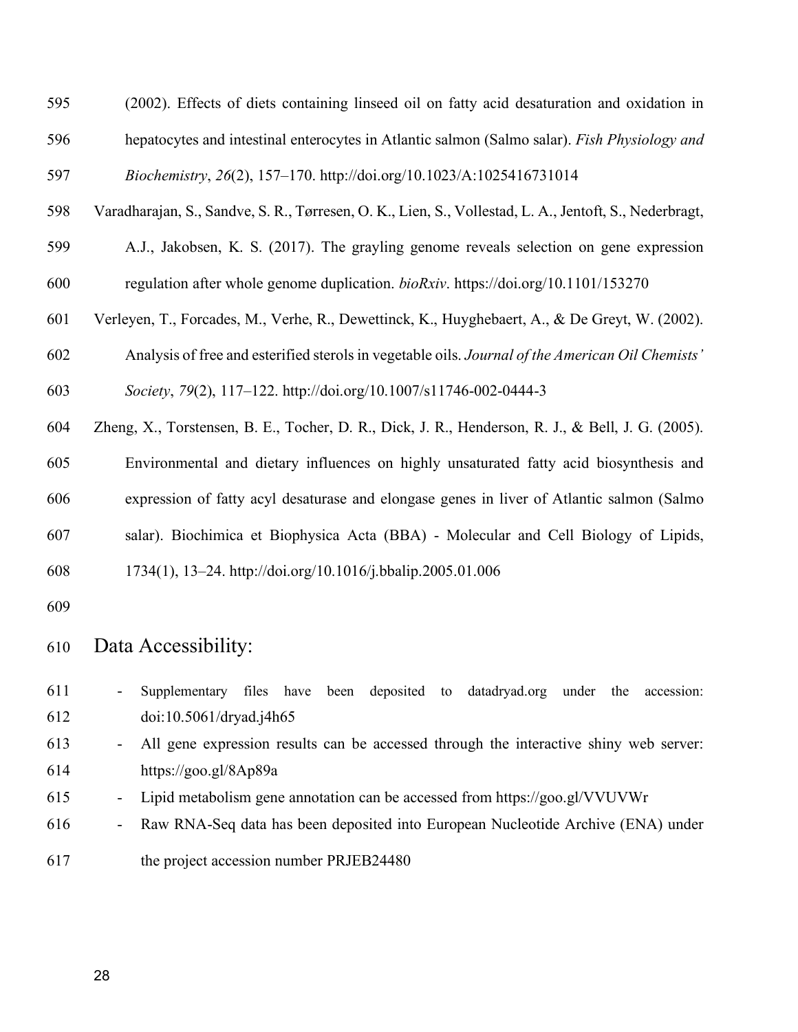(2002). Effects of diets containing linseed oil on fatty acid desaturation and oxidation in hepatocytes and intestinal enterocytes in Atlantic salmon (Salmo salar). *Fish Physiology and Biochemistry*, *26*(2), 157–170. http://doi.org/10.1023/A:1025416731014

Varadharajan, S., Sandve, S. R., Tørresen, O. K., Lien, S., Vollestad, L. A., Jentoft, S., Nederbragt, A.J., Jakobsen, K. S. (2017). The grayling genome reveals selection on gene expression regulation after whole genome duplication. *bioRxiv*. https://doi.org/10.1101/153270

Verleyen, T., Forcades, M., Verhe, R., Dewettinck, K., Huyghebaert, A., & De Greyt, W. (2002). Analysis of free and esterified sterols in vegetable oils. *Journal of the American Oil Chemists' Society*, *79*(2), 117–122. http://doi.org/10.1007/s11746-002-0444-3

Zheng, X., Torstensen, B. E., Tocher, D. R., Dick, J. R., Henderson, R. J., & Bell, J. G. (2005). Environmental and dietary influences on highly unsaturated fatty acid biosynthesis and expression of fatty acyl desaturase and elongase genes in liver of Atlantic salmon (Salmo salar). Biochimica et Biophysica Acta (BBA) - Molecular and Cell Biology of Lipids, 1734(1), 13–24. http://doi.org/10.1016/j.bbalip.2005.01.006

# Data Accessibility:

- Supplementary files have been deposited to datadryad.org under the accession: doi:10.5061/dryad.j4h65
- All gene expression results can be accessed through the interactive shiny web server: https://goo.gl/8Ap89a
- Lipid metabolism gene annotation can be accessed from https://goo.gl/VVUVWr
- Raw RNA-Seq data has been deposited into European Nucleotide Archive (ENA) under the project accession number PRJEB24480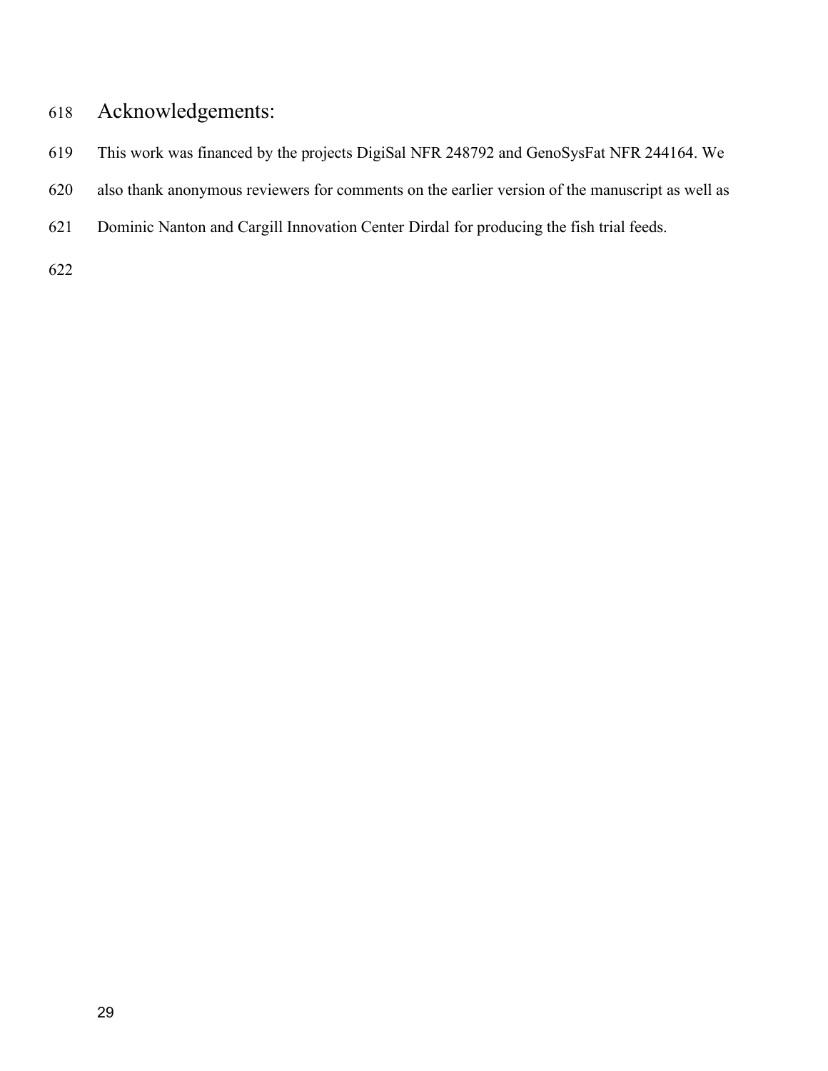# Acknowledgements:

This work was financed by the projects DigiSal NFR 248792 and GenoSysFat NFR 244164. We also thank anonymous reviewers for comments on the earlier version of the manuscript as well as Dominic Nanton and Cargill Innovation Center Dirdal for producing the fish trial feeds.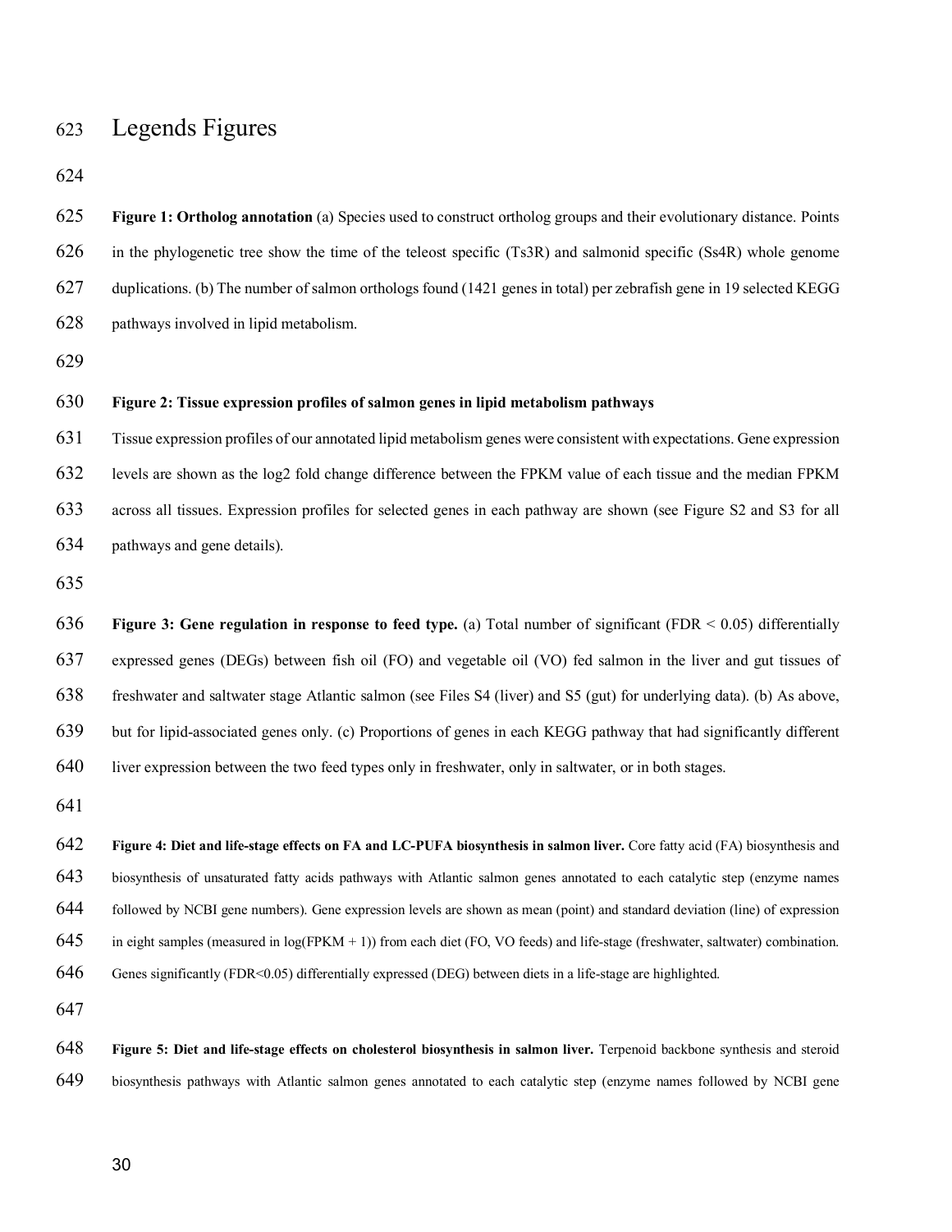# Legends Figures

**Figure 1: Ortholog annotation** (a) Species used to construct ortholog groups and their evolutionary distance. Points in the phylogenetic tree show the time of the teleost specific (Ts3R) and salmonid specific (Ss4R) whole genome duplications. (b) The number of salmon orthologs found (1421 genes in total) per zebrafish gene in 19 selected KEGG pathways involved in lipid metabolism.

**Figure 2: Tissue expression profiles of salmon genes in lipid metabolism pathways**

Tissue expression profiles of our annotated lipid metabolism genes were consistent with expectations. Gene expression levels are shown as the log2 fold change difference between the FPKM value of each tissue and the median FPKM across all tissues. Expression profiles for selected genes in each pathway are shown (see Figure S2 and S3 for all pathways and gene details).

**Figure 3: Gene regulation in response to feed type.** (a) Total number of significant (FDR < 0.05) differentially expressed genes (DEGs) between fish oil (FO) and vegetable oil (VO) fed salmon in the liver and gut tissues of freshwater and saltwater stage Atlantic salmon (see Files S4 (liver) and S5 (gut) for underlying data). (b) As above, but for lipid-associated genes only. (c) Proportions of genes in each KEGG pathway that had significantly different liver expression between the two feed types only in freshwater, only in saltwater, or in both stages.

**Figure 4: Diet and life-stage effects on FA and LC-PUFA biosynthesis in salmon liver.** Core fatty acid (FA) biosynthesis and biosynthesis of unsaturated fatty acids pathways with Atlantic salmon genes annotated to each catalytic step (enzyme names followed by NCBI gene numbers). Gene expression levels are shown as mean (point) and standard deviation (line) of expression in eight samples (measured in log(FPKM + 1)) from each diet (FO, VO feeds) and life-stage (freshwater, saltwater) combination. Genes significantly (FDR<0.05) differentially expressed (DEG) between diets in a life-stage are highlighted.

**Figure 5: Diet and life-stage effects on cholesterol biosynthesis in salmon liver.** Terpenoid backbone synthesis and steroid biosynthesis pathways with Atlantic salmon genes annotated to each catalytic step (enzyme names followed by NCBI gene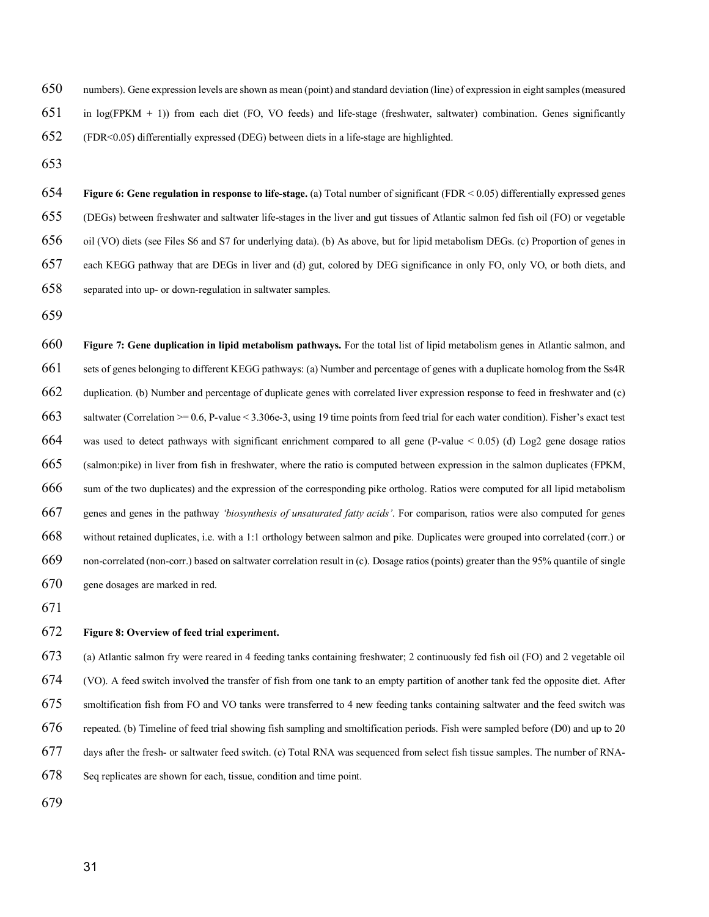numbers). Gene expression levels are shown as mean (point) and standard deviation (line) of expression in eight samples (measured in log(FPKM + 1)) from each diet (FO, VO feeds) and life-stage (freshwater, saltwater) combination. Genes significantly (FDR<0.05) differentially expressed (DEG) between diets in a life-stage are highlighted.

**Figure 6: Gene regulation in response to life-stage.** (a) Total number of significant (FDR < 0.05) differentially expressed genes (DEGs) between freshwater and saltwater life-stages in the liver and gut tissues of Atlantic salmon fed fish oil (FO) or vegetable oil (VO) diets (see Files S6 and S7 for underlying data). (b) As above, but for lipid metabolism DEGs. (c) Proportion of genes in each KEGG pathway that are DEGs in liver and (d) gut, colored by DEG significance in only FO, only VO, or both diets, and separated into up- or down-regulation in saltwater samples.

**Figure 7: Gene duplication in lipid metabolism pathways.** For the total list of lipid metabolism genes in Atlantic salmon, and sets of genes belonging to different KEGG pathways: (a) Number and percentage of genes with a duplicate homolog from the Ss4R duplication. (b) Number and percentage of duplicate genes with correlated liver expression response to feed in freshwater and (c) saltwater (Correlation >= 0.6, P-value < 3.306e-3, using 19 time points from feed trial for each water condition). Fisher's exact test was used to detect pathways with significant enrichment compared to all gene (P-value < 0.05) (d) Log2 gene dosage ratios (salmon:pike) in liver from fish in freshwater, where the ratio is computed between expression in the salmon duplicates (FPKM, sum of the two duplicates) and the expression of the corresponding pike ortholog. Ratios were computed for all lipid metabolism genes and genes in the pathway *'biosynthesis of unsaturated fatty acids'*. For comparison, ratios were also computed for genes without retained duplicates, i.e. with a 1:1 orthology between salmon and pike. Duplicates were grouped into correlated (corr.) or non-correlated (non-corr.) based on saltwater correlation result in (c). Dosage ratios (points) greater than the 95% quantile of single gene dosages are marked in red.

**Figure 8: Overview of feed trial experiment.**

(a) Atlantic salmon fry were reared in 4 feeding tanks containing freshwater; 2 continuously fed fish oil (FO) and 2 vegetable oil (VO). A feed switch involved the transfer of fish from one tank to an empty partition of another tank fed the opposite diet. After smoltification fish from FO and VO tanks were transferred to 4 new feeding tanks containing saltwater and the feed switch was repeated. (b) Timeline of feed trial showing fish sampling and smoltification periods. Fish were sampled before (D0) and up to 20 days after the fresh- or saltwater feed switch. (c) Total RNA was sequenced from select fish tissue samples. The number of RNA-Seq replicates are shown for each, tissue, condition and time point.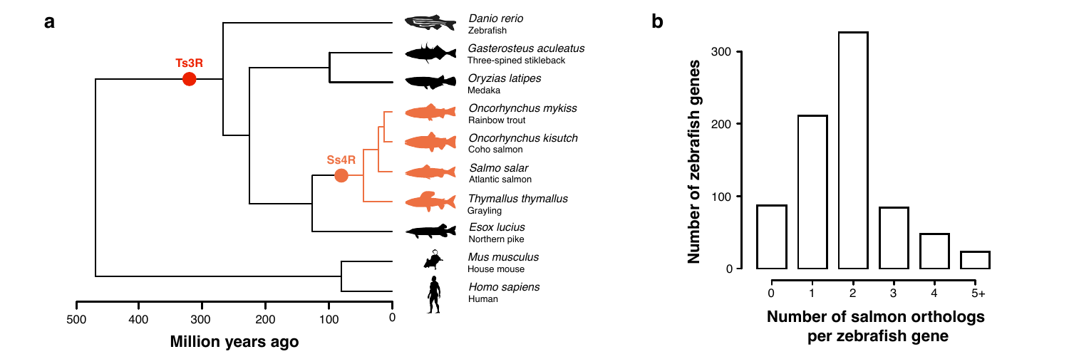**a**

Ts3R

Ss4R

*Danio rerio*
Zebrafish

*Gasterosteus aculeatus*
Three-spined stikleback

*Oryzias latipes*
Medaka

*Oncorhynchus mykiss*
Rainbow trout

*Oncorhynchus kisutch*
Coho salmon

*Salmo salar*
Atlantic salmon

*Thymallus thymallus*
Grayling

*Esox lucius*
Northern pike

*Mus musculus*
House mouse

*Homo sapiens*
Human

500 400 300 200 100 0

**Million years ago**

**b**

**Number of zebrafish genes**

0 100 200 300

0 1 2 3 4 5+

**Number of salmon orthologs per zebrafish gene**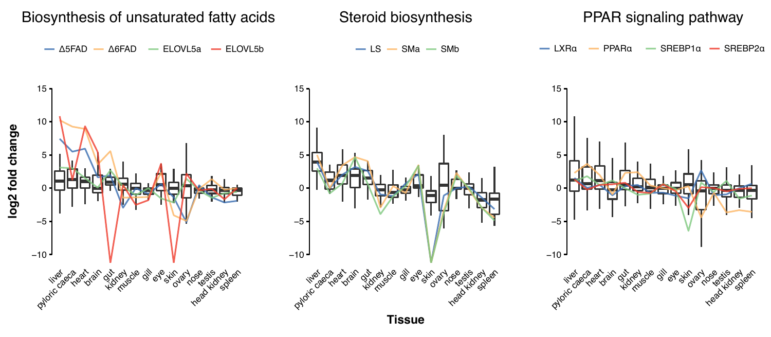## Biosynthesis of unsaturated fatty acids

Δ5FAD, Δ6FAD, ELOVL5a, ELOVL5b

## Steroid biosynthesis

LS, SMa, SMb

## PPAR signaling pathway

LXRα, PPARα, SREBP1α, SREBP2α

log2 fold change

Tissue: liver, pyloric caeca, heart, brain, gut, kidney, muscle, gill, eye, skin, ovary, nose, testis, head kidney, spleen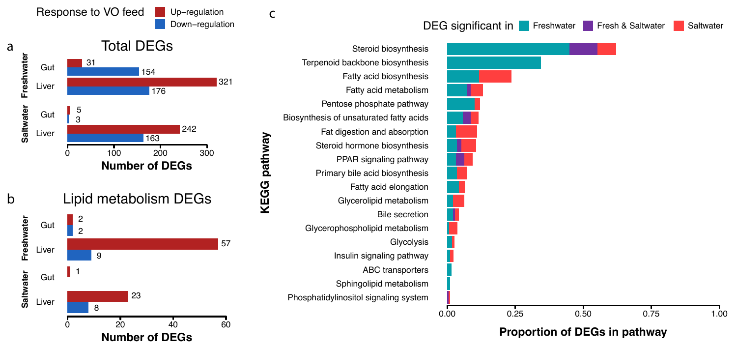Response to VO feed: Up-regulation / Down-regulation

**a** Total DEGs

| Environment | Tissue | Up-regulation | Down-regulation |
|---|---|---|---|
| Freshwater | Gut | 31 | 154 |
| Freshwater | Liver | 321 | 176 |
| Saltwater | Gut | 5 | 3 |
| Saltwater | Liver | 242 | 163 |

Number of DEGs

**b** Lipid metabolism DEGs

| Environment | Tissue | Up-regulation | Down-regulation |
|---|---|---|---|
| Freshwater | Gut | 2 | 2 |
| Freshwater | Liver | 57 | 9 |
| Saltwater | Gut | 1 | |
| Saltwater | Liver | 23 | 8 |

Number of DEGs

**c**

DEG significant in: Freshwater / Fresh & Saltwater / Saltwater

KEGG pathway:

- Steroid biosynthesis
- Terpenoid backbone biosynthesis
- Fatty acid biosynthesis
- Fatty acid metabolism
- Pentose phosphate pathway
- Biosynthesis of unsaturated fatty acids
- Fat digestion and absorption
- Steroid hormone biosynthesis
- PPAR signaling pathway
- Primary bile acid biosynthesis
- Fatty acid elongation
- Glycerolipid metabolism
- Bile secretion
- Glycerophospholipid metabolism
- Glycolysis
- Insulin signaling pathway
- ABC transporters
- Sphingolipid metabolism
- Phosphatidylinositol signaling system

Proportion of DEGs in pathway (0.00, 0.25, 0.50, 0.75, 1.00)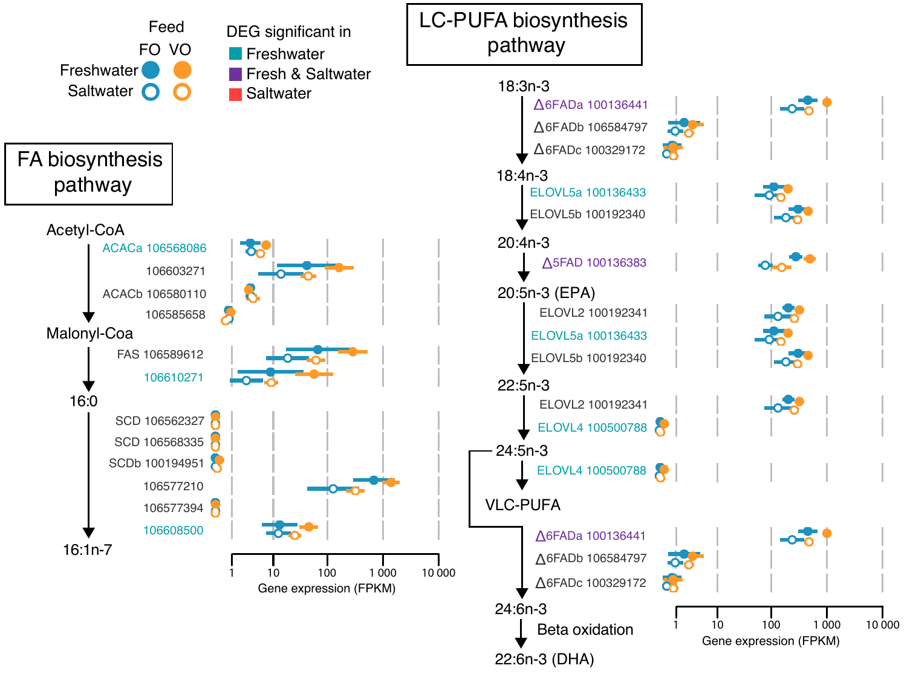Feed

| | FO | VO |
|---|---|---|
| Freshwater | ● | ● |
| Saltwater | ○ | ○ |

DEG significant in
- Freshwater
- Fresh & Saltwater
- Saltwater

## FA biosynthesis pathway

Acetyl-CoA
- ACACa 106568086
- 106603271
- ACACb 106580110
- 106585658

Malonyl-Coa
- FAS 106589612
- 106610271

16:0
- SCD 106562327
- SCD 106568335
- SCDb 100194951
- 106577210
- 106577394
- 106608500

16:1n-7

Gene expression (FPKM): 1, 10, 100, 1 000, 10 000

## LC-PUFA biosynthesis pathway

18:3n-3
- Δ6FADa 100136441
- Δ6FADb 106584797
- Δ6FADc 100329172

18:4n-3
- ELOVL5a 100136433
- ELOVL5b 100192340

20:4n-3
- Δ5FAD 100136383

20:5n-3 (EPA)
- ELOVL2 100192341
- ELOVL5a 100136433
- ELOVL5b 100192340

22:5n-3
- ELOVL2 100192341
- ELOVL4 100500788

24:5n-3
- ELOVL4 100500788

VLC-PUFA
- Δ6FADa 100136441
- Δ6FADb 106584797
- Δ6FADc 100329172

24:6n-3

Beta oxidation

22:6n-3 (DHA)

Gene expression (FPKM): 1, 10, 100, 1 000, 10 000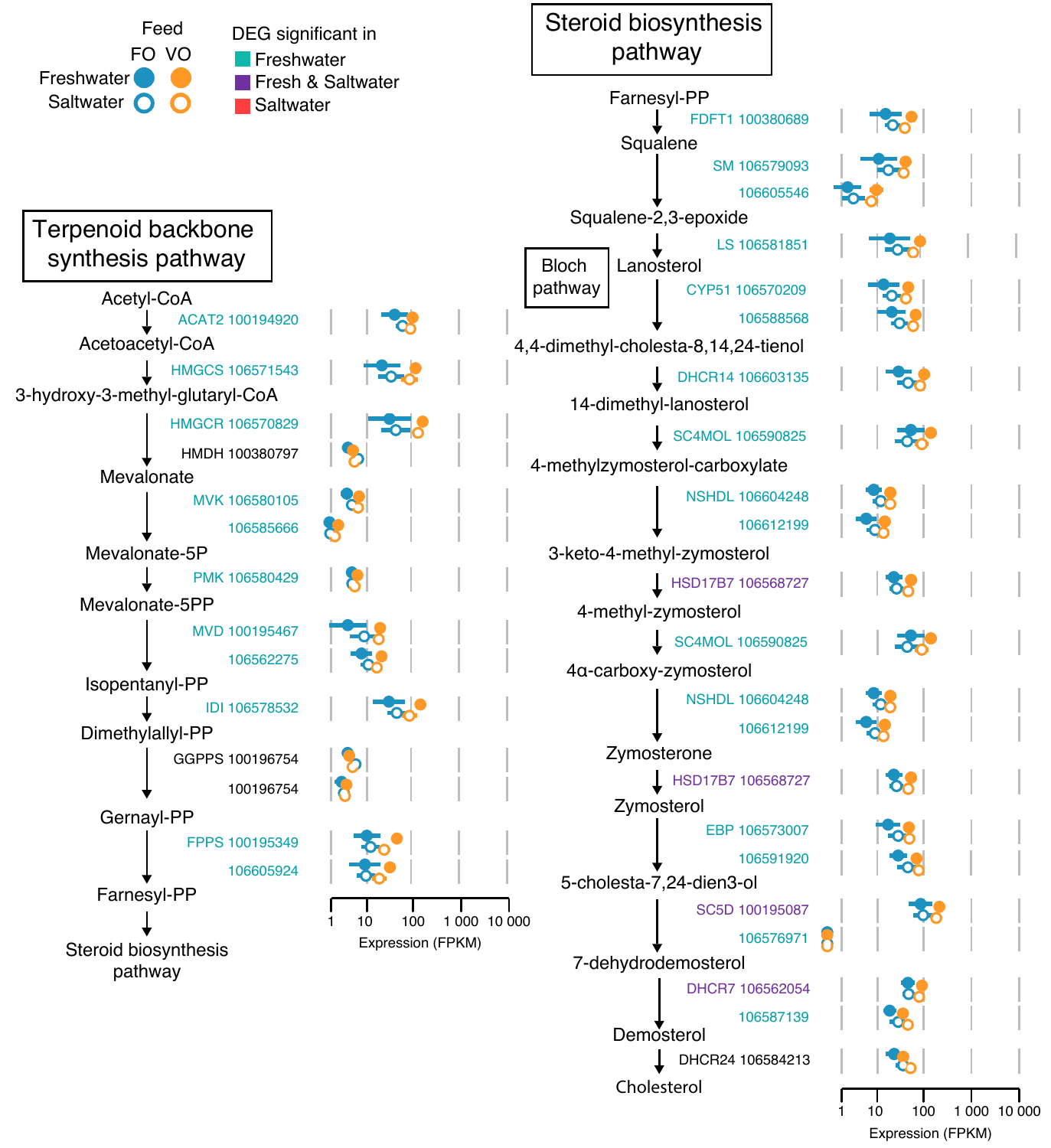Feed

FO VO

Freshwater (filled circles)
Saltwater (open circles)

DEG significant in
- Freshwater
- Fresh & Saltwater
- Saltwater

## Terpenoid backbone synthesis pathway

Acetyl-CoA
- ACAT2 100194920

Acetoacetyl-CoA
- HMGCS 106571543

3-hydroxy-3-methyl-glutaryl-CoA
- HMGCR 106570829
- HMDH 100380797

Mevalonate
- MVK 106580105
- 106585666

Mevalonate-5P
- PMK 106580429

Mevalonate-5PP
- MVD 100195467
- 106562275

Isopentanyl-PP
- IDI 106578532

Dimethylallyl-PP
- GGPPS 100196754
- 100196754

Gernayl-PP
- FPPS 100195349
- 106605924

Farnesyl-PP

Steroid biosynthesis pathway

Expression (FPKM): 1, 10, 100, 1 000, 10 000

## Steroid biosynthesis pathway

Farnesyl-PP
- FDFT1 100380689

Squalene
- SM 106579093
- 106605546

Squalene-2,3-epoxide
- LS 106581851

Lanosterol (Bloch pathway)
- CYP51 106570209
- 106588568

4,4-dimethyl-cholesta-8,14,24-tienol
- DHCR14 106603135

14-dimethyl-lanosterol
- SC4MOL 106590825

4-methylzymosterol-carboxylate
- NSHDL 106604248
- 106612199

3-keto-4-methyl-zymosterol
- HSD17B7 106568727

4-methyl-zymosterol
- SC4MOL 106590825

4α-carboxy-zymosterol
- NSHDL 106604248
- 106612199

Zymosterone
- HSD17B7 106568727

Zymosterol
- EBP 106573007
- 106591920

5-cholesta-7,24-dien3-ol
- SC5D 100195087
- 106576971

7-dehydrodemosterol
- DHCR7 106562054
- 106587139

Demosterol
- DHCR24 106584213

Cholesterol

Expression (FPKM): 1, 10, 100, 1 000, 10 000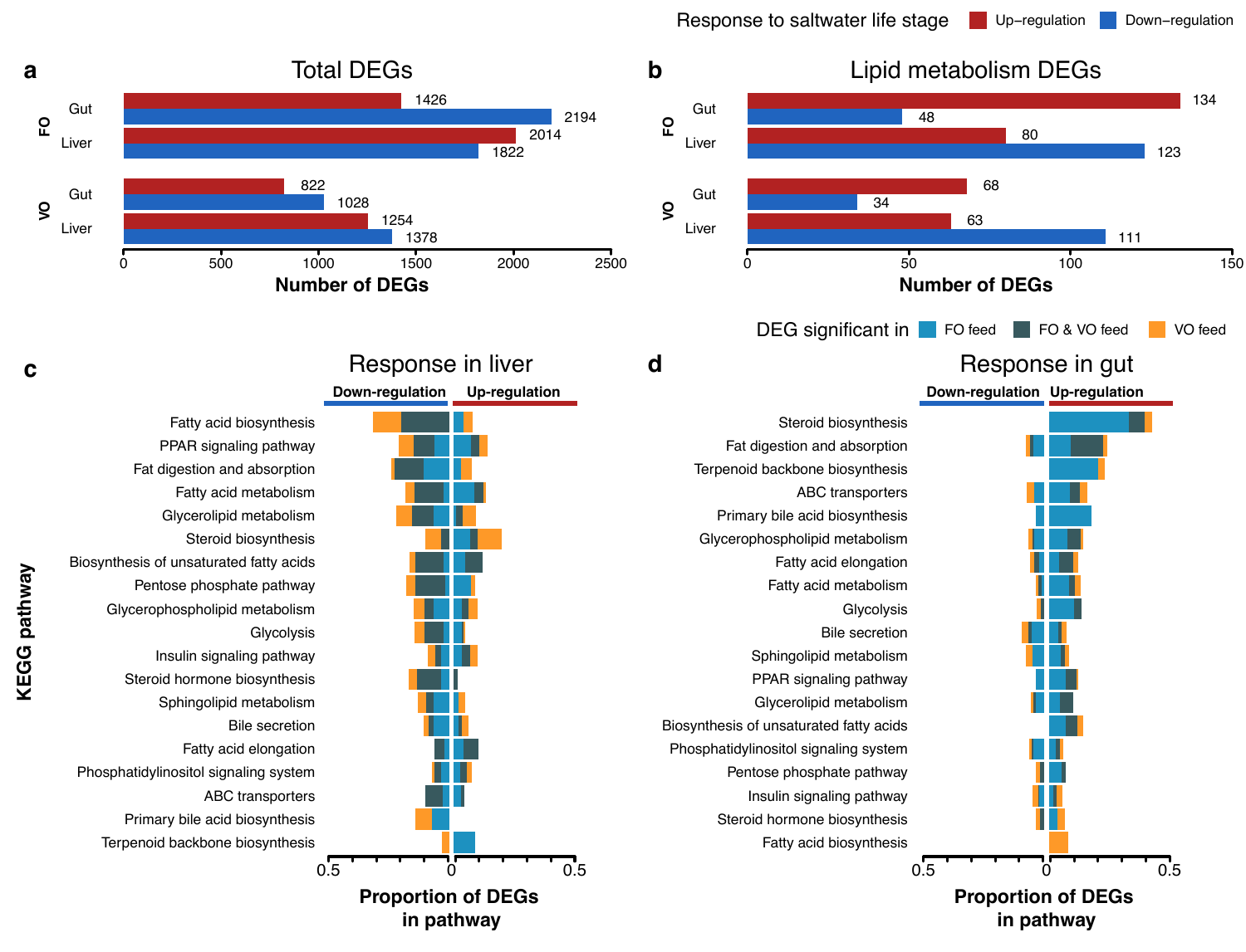Response to saltwater life stage: Up-regulation, Down-regulation

**a** Total DEGs

| | | Up-regulation | Down-regulation |
|---|---|---|---|
| FO | Gut | 1426 | 2194 |
| FO | Liver | 2014 | 1822 |
| VO | Gut | 822 | 1028 |
| VO | Liver | 1254 | 1378 |

Number of DEGs

**b** Lipid metabolism DEGs

| | | Up-regulation | Down-regulation |
|---|---|---|---|
| FO | Gut | 134 | 48 |
| FO | Liver | 80 | 123 |
| VO | Gut | 68 | 34 |
| VO | Liver | 63 | 111 |

Number of DEGs

DEG significant in: FO feed, FO & VO feed, VO feed

**c** Response in liver

Down-regulation / Up-regulation

KEGG pathway:
- Fatty acid biosynthesis
- PPAR signaling pathway
- Fat digestion and absorption
- Fatty acid metabolism
- Glycerolipid metabolism
- Steroid biosynthesis
- Biosynthesis of unsaturated fatty acids
- Pentose phosphate pathway
- Glycerophospholipid metabolism
- Glycolysis
- Insulin signaling pathway
- Steroid hormone biosynthesis
- Sphingolipid metabolism
- Bile secretion
- Fatty acid elongation
- Phosphatidylinositol signaling system
- ABC transporters
- Primary bile acid biosynthesis
- Terpenoid backbone biosynthesis

Proportion of DEGs in pathway

**d** Response in gut

Down-regulation / Up-regulation

KEGG pathway:
- Steroid biosynthesis
- Fat digestion and absorption
- Terpenoid backbone biosynthesis
- ABC transporters
- Primary bile acid biosynthesis
- Glycerophospholipid metabolism
- Fatty acid elongation
- Fatty acid metabolism
- Glycolysis
- Bile secretion
- Sphingolipid metabolism
- PPAR signaling pathway
- Glycerolipid metabolism
- Biosynthesis of unsaturated fatty acids
- Phosphatidylinositol signaling system
- Pentose phosphate pathway
- Insulin signaling pathway
- Steroid hormone biosynthesis
- Fatty acid biosynthesis

Proportion of DEGs in pathway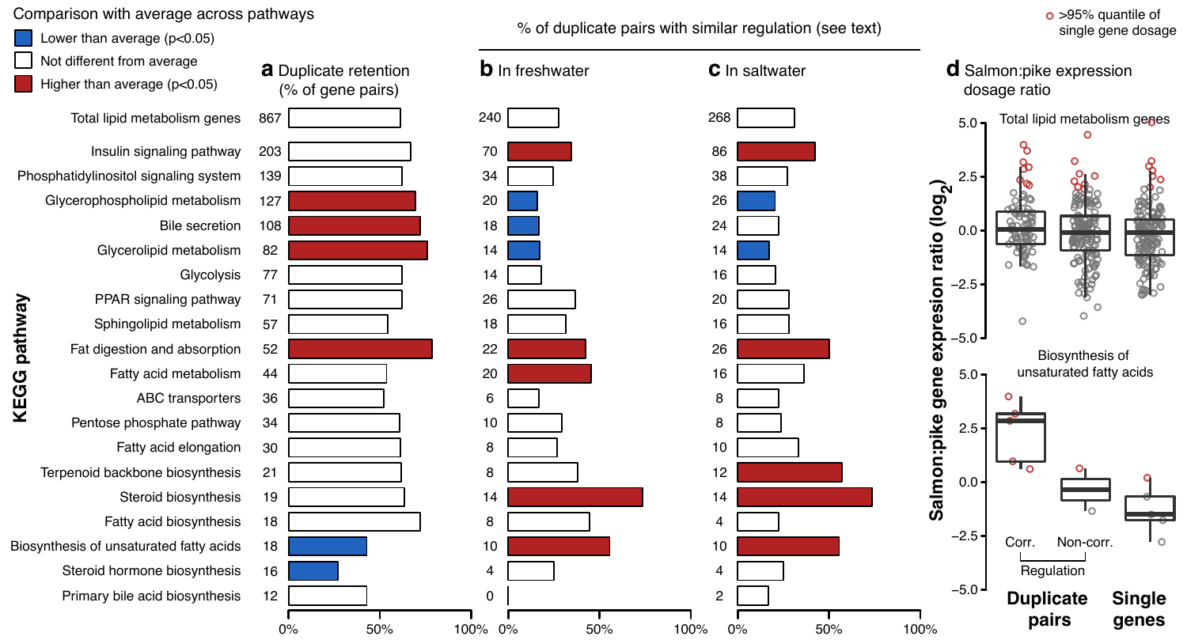Comparison with average across pathways

- Lower than average ($p<0.05$)
- Not different from average
- Higher than average ($p<0.05$)

% of duplicate pairs with similar regulation (see text)

| KEGG pathway | **a** Duplicate retention (% of gene pairs) | **b** In freshwater | **c** In saltwater |
|---|---|---|---|
| Total lipid metabolism genes | 867 | 240 | 268 |
| Insulin signaling pathway | 203 | 70 | 86 |
| Phosphatidylinositol signaling system | 139 | 34 | 38 |
| Glycerophospholipid metabolism | 127 | 20 | 26 |
| Bile secretion | 108 | 18 | 24 |
| Glycerolipid metabolism | 82 | 14 | 14 |
| Glycolysis | 77 | 14 | 16 |
| PPAR signaling pathway | 71 | 26 | 20 |
| Sphingolipid metabolism | 57 | 18 | 16 |
| Fat digestion and absorption | 52 | 22 | 26 |
| Fatty acid metabolism | 44 | 20 | 16 |
| ABC transporters | 36 | 6 | 8 |
| Pentose phosphate pathway | 34 | 10 | 8 |
| Fatty acid elongation | 30 | 8 | 10 |
| Terpenoid backbone biosynthesis | 21 | 8 | 12 |
| Steroid biosynthesis | 19 | 14 | 14 |
| Fatty acid biosynthesis | 18 | 8 | 4 |
| Biosynthesis of unsaturated fatty acids | 18 | 10 | 10 |
| Steroid hormone biosynthesis | 16 | 4 | 4 |
| Primary bile acid biosynthesis | 12 | 0 | 2 |

0% 50% 100%

**d** Salmon:pike expression dosage ratio

○ >95% quantile of single gene dosage

Salmon:pike gene expression ratio ($log_2$)

Total lipid metabolism genes

Biosynthesis of unsaturated fatty acids

Corr. Non-corr.

Regulation

**Duplicate pairs** **Single genes**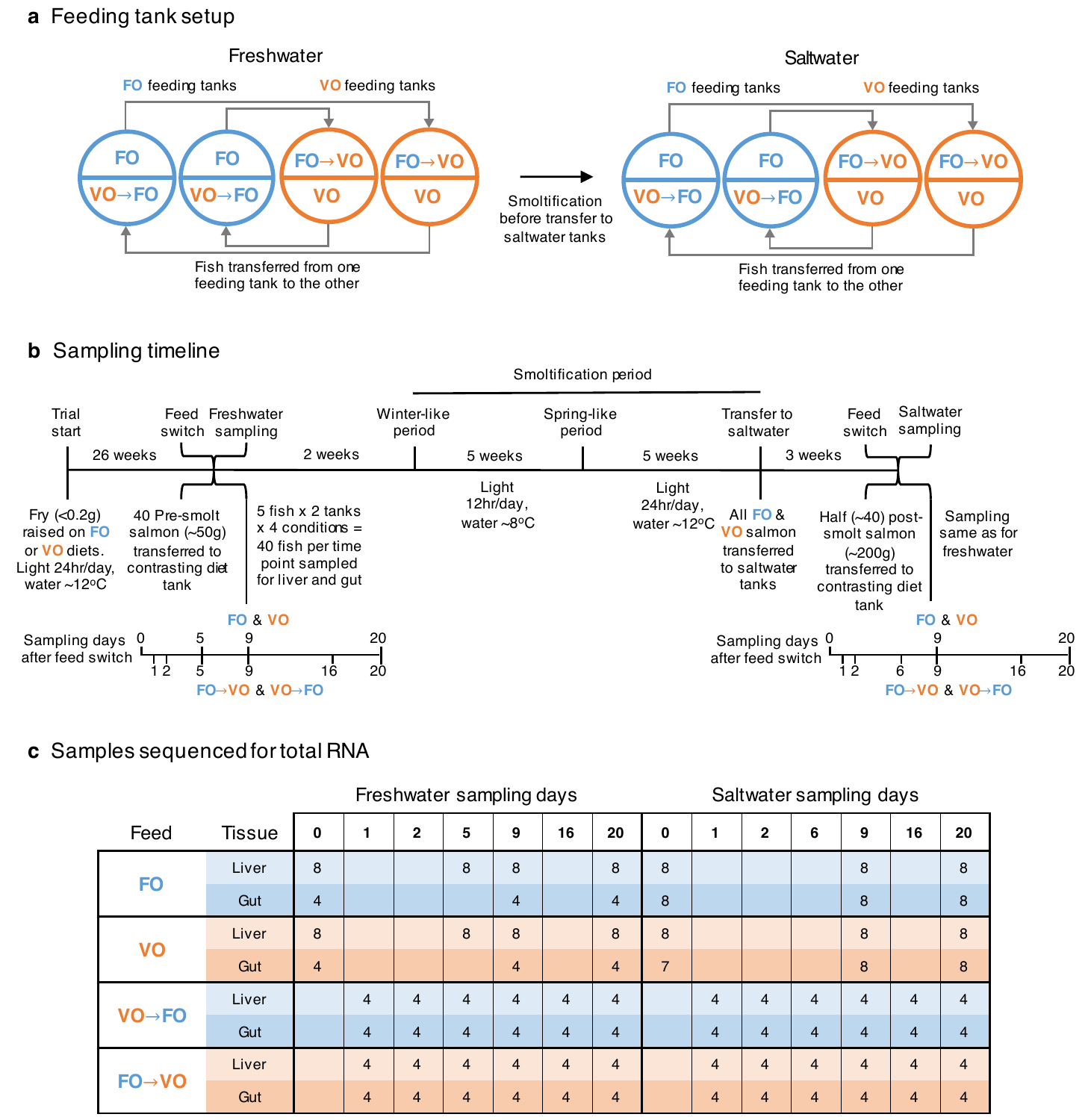## a Feeding tank setup

Freshwater

FO feeding tanks — VO feeding tanks

FO / VO→FO | FO / VO→FO | FO→VO / VO | FO→VO / VO

Fish transferred from one feeding tank to the other

Smoltification before transfer to saltwater tanks

Saltwater

FO feeding tanks — VO feeding tanks

FO / VO→FO | FO / VO→FO | FO→VO / VO | FO→VO / VO

Fish transferred from one feeding tank to the other

## b Sampling timeline

Smoltification period

Trial start — 26 weeks — Feed switch / Freshwater sampling — 2 weeks — Winter-like period — 5 weeks — Spring-like period — 5 weeks — Transfer to saltwater — 3 weeks — Feed switch / Saltwater sampling

Fry (<0.2g) raised on FO or VO diets. Light 24hr/day, water ~12°C

40 Pre-smolt salmon (~50g) transferred to contrasting diet tank

5 fish x 2 tanks x 4 conditions = 40 fish per time point sampled for liver and gut

Light 12hr/day, water ~8°C

Light 24hr/day, water ~12°C

All FO & VO salmon transferred to saltwater tanks

Half (~40) post-smolt salmon (~200g) transferred to contrasting diet tank

Sampling same as for freshwater

Sampling days after feed switch (freshwater): FO & VO: 0, 5, 9, 20; FO→VO & VO→FO: 1, 2, 5, 9, 16, 20

Sampling days after feed switch (saltwater): FO & VO: 0, 9, 20; FO→VO & VO→FO: 1, 2, 6, 9, 16, 20

## c Samples sequenced for total RNA

| Feed | Tissue | Freshwater sampling days | | | | | | | Saltwater sampling days | | | | | | |
|---|---|---|---|---|---|---|---|---|---|---|---|---|---|---|---|
| | | 0 | 1 | 2 | 5 | 9 | 16 | 20 | 0 | 1 | 2 | 6 | 9 | 16 | 20 |
| FO | Liver | 8 | | | 8 | 8 | | 8 | 8 | | | | 8 | | 8 |
| | Gut | 4 | | | | 4 | | 4 | 8 | | | | 8 | | 8 |
| VO | Liver | 8 | | | 8 | 8 | | 8 | 8 | | | | 8 | | 8 |
| | Gut | 4 | | | | 4 | | 4 | 7 | | | | 8 | | 8 |
| VO→FO | Liver | | 4 | 4 | 4 | 4 | 4 | 4 | | 4 | 4 | 4 | 4 | 4 | 4 |
| | Gut | | 4 | 4 | 4 | 4 | 4 | 4 | | 4 | 4 | 4 | 4 | 4 | 4 |
| FO→VO | Liver | | 4 | 4 | 4 | 4 | 4 | 4 | | 4 | 4 | 4 | 4 | 4 | 4 |
| | Gut | | 4 | 4 | 4 | 4 | 4 | 4 | | 4 | 4 | 4 | 4 | 4 | 4 |